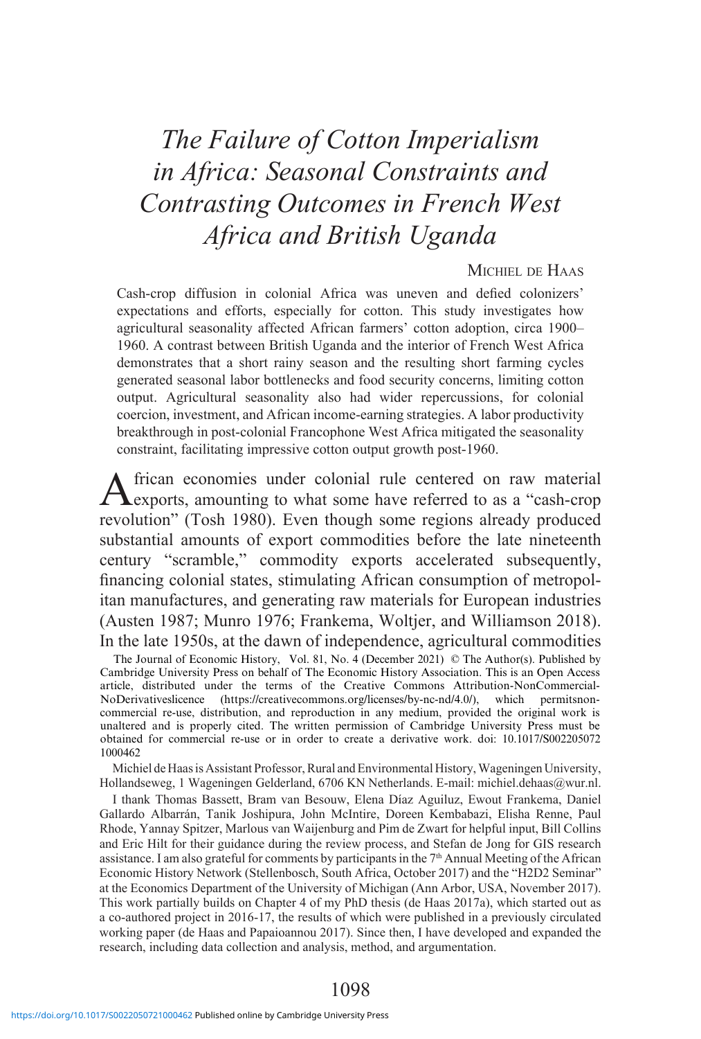# *The Failure of Cotton Imperialism in Africa: Seasonal Constraints and Contrasting Outcomes in French West Africa and British Uganda*

Michiel de Haas

Cash-crop diffusion in colonial Africa was uneven and defied colonizers' expectations and efforts, especially for cotton. This study investigates how agricultural seasonality affected African farmers' cotton adoption, circa 1900–1960. A contrast between British Uganda and the interior of French West Africa demonstrates that a short rainy season and the resulting short farming cycles generated seasonal labor bottlenecks and food security concerns, limiting cotton output. Agricultural seasonality also had wider repercussions, for colonial coercion, investment, and African income-earning strategies. A labor productivity breakthrough in post-colonial Francophone West Africa mitigated the seasonality constraint, facilitating impressive cotton output growth post-1960.

African economies under colonial rule centered on raw material exports, amounting to what some have referred to as a "cash-crop revolution" (Tosh 1980). Even though some regions already produced substantial amounts of export commodities before the late nineteenth century "scramble," commodity exports accelerated subsequently, financing colonial states, stimulating African consumption of metropolitan manufactures, and generating raw materials for European industries (Austen 1987; Munro 1976; Frankema, Woltjer, and Williamson 2018). In the late 1950s, at the dawn of independence, agricultural commodities

The Journal of Economic History, Vol. 81, No. 4 (December 2021) © The Author(s). Published by Cambridge University Press on behalf of The Economic History Association. This is an Open Access article, distributed under the terms of the Creative Commons Attribution-NonCommercial-NoDerivativeslicence (https://creativecommons.org/licenses/by-nc-nd/4.0/), which permitsnon-commercial re-use, distribution, and reproduction in any medium, provided the original work is unaltered and is properly cited. The written permission of Cambridge University Press must be obtained for commercial re-use or in order to create a derivative work. doi: 10.1017/S0022050721000462

Michiel de Haas is Assistant Professor, Rural and Environmental History, Wageningen University, Hollandseweg, 1 Wageningen Gelderland, 6706 KN Netherlands. E-mail: michiel.dehaas@wur.nl.

I thank Thomas Bassett, Bram van Besouw, Elena Díaz Aguiluz, Ewout Frankema, Daniel Gallardo Albarrán, Tanik Joshipura, John McIntire, Doreen Kembabazi, Elisha Renne, Paul Rhode, Yannay Spitzer, Marlous van Waijenburg and Pim de Zwart for helpful input, Bill Collins and Eric Hilt for their guidance during the review process, and Stefan de Jong for GIS research assistance. I am also grateful for comments by participants in the 7th Annual Meeting of the African Economic History Network (Stellenbosch, South Africa, October 2017) and the "H2D2 Seminar" at the Economics Department of the University of Michigan (Ann Arbor, USA, November 2017). This work partially builds on Chapter 4 of my PhD thesis (de Haas 2017a), which started out as a co-authored project in 2016-17, the results of which were published in a previously circulated working paper (de Haas and Papaioannou 2017). Since then, I have developed and expanded the research, including data collection and analysis, method, and argumentation.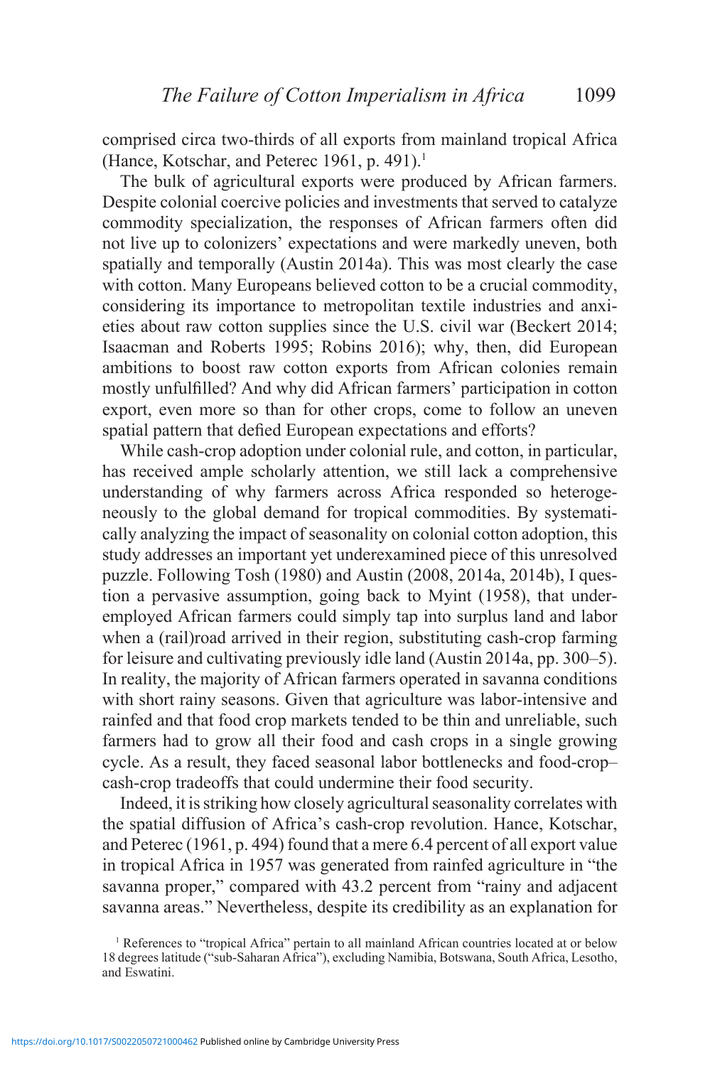comprised circa two-thirds of all exports from mainland tropical Africa (Hance, Kotschar, and Peterec 1961, p. 491).[1]

The bulk of agricultural exports were produced by African farmers. Despite colonial coercive policies and investments that served to catalyze commodity specialization, the responses of African farmers often did not live up to colonizers' expectations and were markedly uneven, both spatially and temporally (Austin 2014a). This was most clearly the case with cotton. Many Europeans believed cotton to be a crucial commodity, considering its importance to metropolitan textile industries and anxieties about raw cotton supplies since the U.S. civil war (Beckert 2014; Isaacman and Roberts 1995; Robins 2016); why, then, did European ambitions to boost raw cotton exports from African colonies remain mostly unfulfilled? And why did African farmers' participation in cotton export, even more so than for other crops, come to follow an uneven spatial pattern that defied European expectations and efforts?

While cash-crop adoption under colonial rule, and cotton, in particular, has received ample scholarly attention, we still lack a comprehensive understanding of why farmers across Africa responded so heterogeneously to the global demand for tropical commodities. By systematically analyzing the impact of seasonality on colonial cotton adoption, this study addresses an important yet underexamined piece of this unresolved puzzle. Following Tosh (1980) and Austin (2008, 2014a, 2014b), I question a pervasive assumption, going back to Myint (1958), that underemployed African farmers could simply tap into surplus land and labor when a (rail)road arrived in their region, substituting cash-crop farming for leisure and cultivating previously idle land (Austin 2014a, pp. 300–5). In reality, the majority of African farmers operated in savanna conditions with short rainy seasons. Given that agriculture was labor-intensive and rainfed and that food crop markets tended to be thin and unreliable, such farmers had to grow all their food and cash crops in a single growing cycle. As a result, they faced seasonal labor bottlenecks and food-crop–cash-crop tradeoffs that could undermine their food security.

Indeed, it is striking how closely agricultural seasonality correlates with the spatial diffusion of Africa's cash-crop revolution. Hance, Kotschar, and Peterec (1961, p. 494) found that a mere 6.4 percent of all export value in tropical Africa in 1957 was generated from rainfed agriculture in "the savanna proper," compared with 43.2 percent from "rainy and adjacent savanna areas." Nevertheless, despite its credibility as an explanation for

[1] References to "tropical Africa" pertain to all mainland African countries located at or below 18 degrees latitude ("sub-Saharan Africa"), excluding Namibia, Botswana, South Africa, Lesotho, and Eswatini.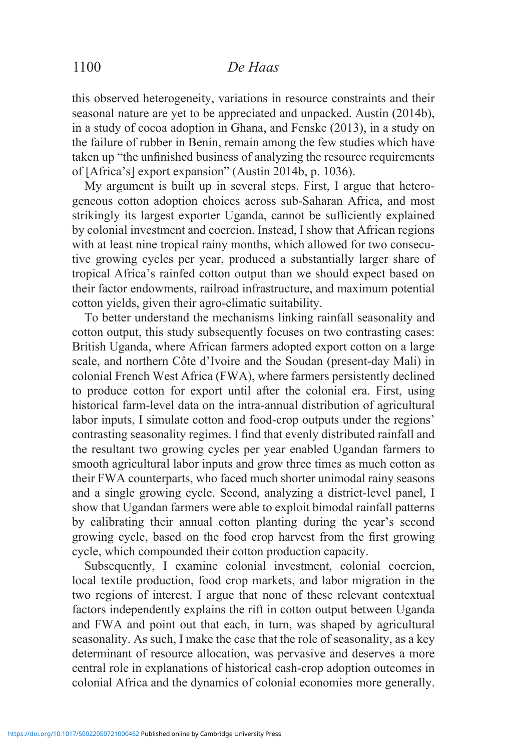this observed heterogeneity, variations in resource constraints and their seasonal nature are yet to be appreciated and unpacked. Austin (2014b), in a study of cocoa adoption in Ghana, and Fenske (2013), in a study on the failure of rubber in Benin, remain among the few studies which have taken up "the unfinished business of analyzing the resource requirements of [Africa's] export expansion" (Austin 2014b, p. 1036).

My argument is built up in several steps. First, I argue that heterogeneous cotton adoption choices across sub-Saharan Africa, and most strikingly its largest exporter Uganda, cannot be sufficiently explained by colonial investment and coercion. Instead, I show that African regions with at least nine tropical rainy months, which allowed for two consecutive growing cycles per year, produced a substantially larger share of tropical Africa's rainfed cotton output than we should expect based on their factor endowments, railroad infrastructure, and maximum potential cotton yields, given their agro-climatic suitability.

To better understand the mechanisms linking rainfall seasonality and cotton output, this study subsequently focuses on two contrasting cases: British Uganda, where African farmers adopted export cotton on a large scale, and northern Côte d'Ivoire and the Soudan (present-day Mali) in colonial French West Africa (FWA), where farmers persistently declined to produce cotton for export until after the colonial era. First, using historical farm-level data on the intra-annual distribution of agricultural labor inputs, I simulate cotton and food-crop outputs under the regions' contrasting seasonality regimes. I find that evenly distributed rainfall and the resultant two growing cycles per year enabled Ugandan farmers to smooth agricultural labor inputs and grow three times as much cotton as their FWA counterparts, who faced much shorter unimodal rainy seasons and a single growing cycle. Second, analyzing a district-level panel, I show that Ugandan farmers were able to exploit bimodal rainfall patterns by calibrating their annual cotton planting during the year's second growing cycle, based on the food crop harvest from the first growing cycle, which compounded their cotton production capacity.

Subsequently, I examine colonial investment, colonial coercion, local textile production, food crop markets, and labor migration in the two regions of interest. I argue that none of these relevant contextual factors independently explains the rift in cotton output between Uganda and FWA and point out that each, in turn, was shaped by agricultural seasonality. As such, I make the case that the role of seasonality, as a key determinant of resource allocation, was pervasive and deserves a more central role in explanations of historical cash-crop adoption outcomes in colonial Africa and the dynamics of colonial economies more generally.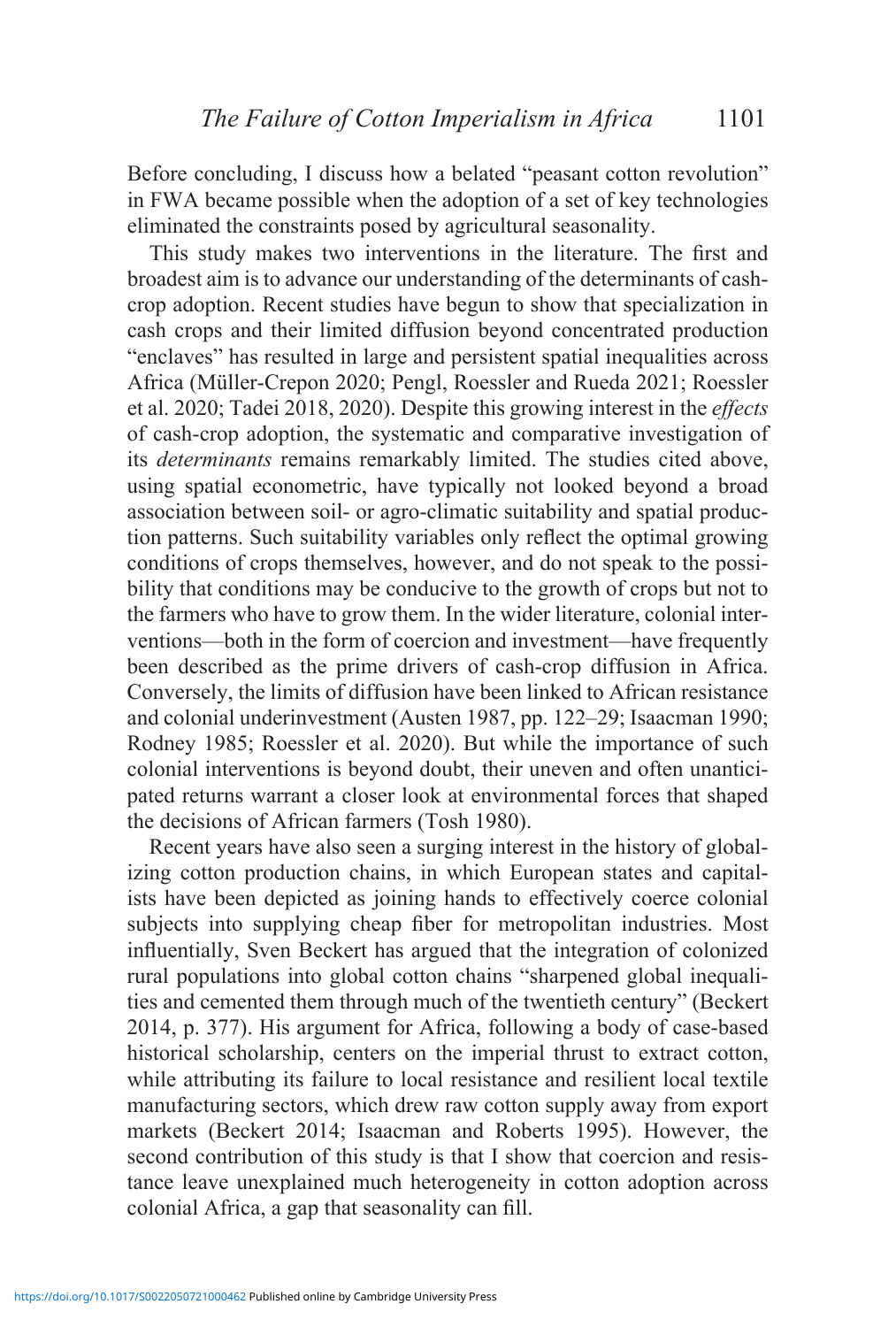Before concluding, I discuss how a belated "peasant cotton revolution" in FWA became possible when the adoption of a set of key technologies eliminated the constraints posed by agricultural seasonality.

This study makes two interventions in the literature. The first and broadest aim is to advance our understanding of the determinants of cash-crop adoption. Recent studies have begun to show that specialization in cash crops and their limited diffusion beyond concentrated production "enclaves" has resulted in large and persistent spatial inequalities across Africa (Müller-Crepon 2020; Pengl, Roessler and Rueda 2021; Roessler et al. 2020; Tadei 2018, 2020). Despite this growing interest in the *effects* of cash-crop adoption, the systematic and comparative investigation of its *determinants* remains remarkably limited. The studies cited above, using spatial econometric, have typically not looked beyond a broad association between soil- or agro-climatic suitability and spatial production patterns. Such suitability variables only reflect the optimal growing conditions of crops themselves, however, and do not speak to the possibility that conditions may be conducive to the growth of crops but not to the farmers who have to grow them. In the wider literature, colonial interventions—both in the form of coercion and investment—have frequently been described as the prime drivers of cash-crop diffusion in Africa. Conversely, the limits of diffusion have been linked to African resistance and colonial underinvestment (Austen 1987, pp. 122–29; Isaacman 1990; Rodney 1985; Roessler et al. 2020). But while the importance of such colonial interventions is beyond doubt, their uneven and often unanticipated returns warrant a closer look at environmental forces that shaped the decisions of African farmers (Tosh 1980).

Recent years have also seen a surging interest in the history of globalizing cotton production chains, in which European states and capitalists have been depicted as joining hands to effectively coerce colonial subjects into supplying cheap fiber for metropolitan industries. Most influentially, Sven Beckert has argued that the integration of colonized rural populations into global cotton chains "sharpened global inequalities and cemented them through much of the twentieth century" (Beckert 2014, p. 377). His argument for Africa, following a body of case-based historical scholarship, centers on the imperial thrust to extract cotton, while attributing its failure to local resistance and resilient local textile manufacturing sectors, which drew raw cotton supply away from export markets (Beckert 2014; Isaacman and Roberts 1995). However, the second contribution of this study is that I show that coercion and resistance leave unexplained much heterogeneity in cotton adoption across colonial Africa, a gap that seasonality can fill.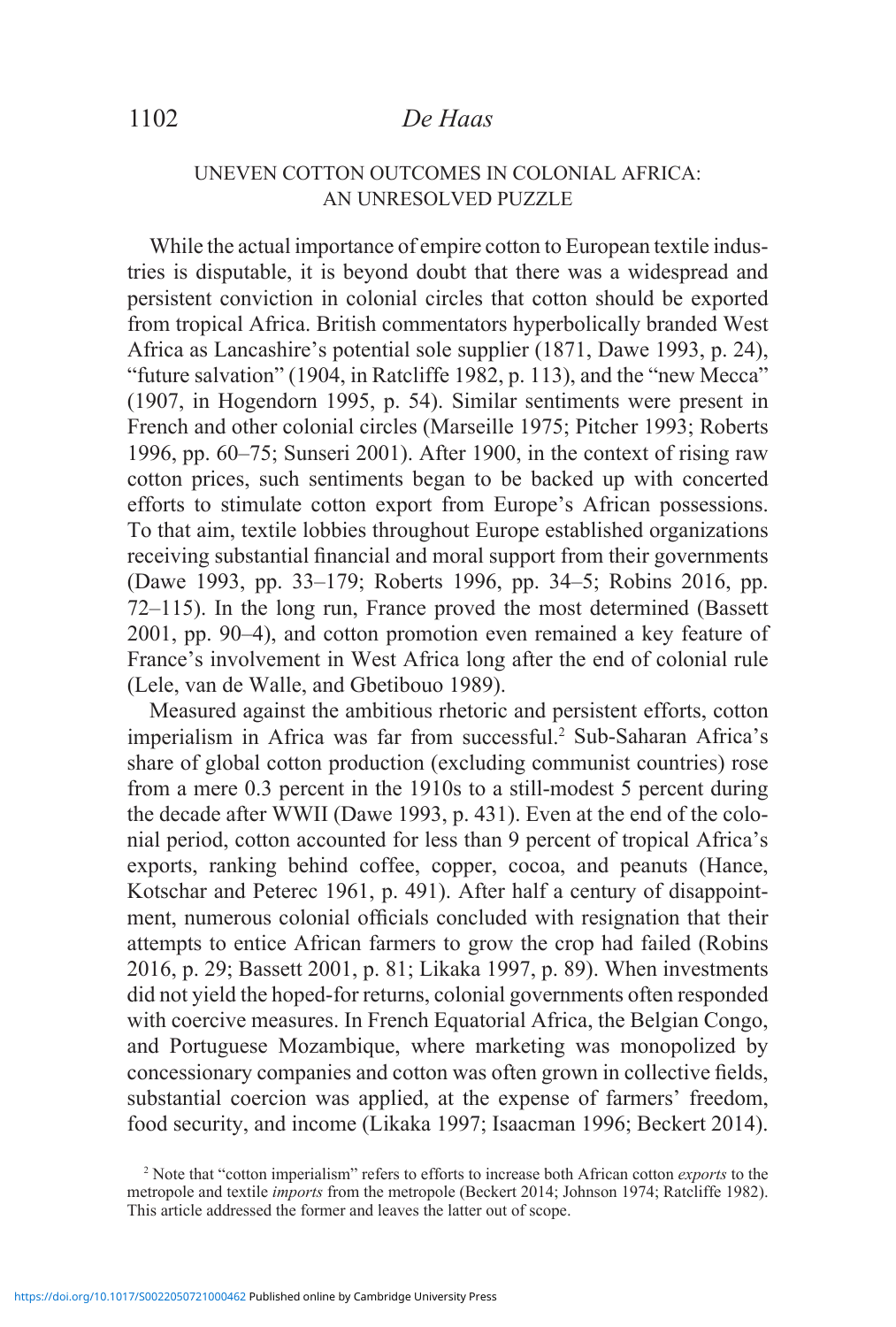## UNEVEN COTTON OUTCOMES IN COLONIAL AFRICA: AN UNRESOLVED PUZZLE

While the actual importance of empire cotton to European textile industries is disputable, it is beyond doubt that there was a widespread and persistent conviction in colonial circles that cotton should be exported from tropical Africa. British commentators hyperbolically branded West Africa as Lancashire's potential sole supplier (1871, Dawe 1993, p. 24), "future salvation" (1904, in Ratcliffe 1982, p. 113), and the "new Mecca" (1907, in Hogendorn 1995, p. 54). Similar sentiments were present in French and other colonial circles (Marseille 1975; Pitcher 1993; Roberts 1996, pp. 60–75; Sunseri 2001). After 1900, in the context of rising raw cotton prices, such sentiments began to be backed up with concerted efforts to stimulate cotton export from Europe's African possessions. To that aim, textile lobbies throughout Europe established organizations receiving substantial financial and moral support from their governments (Dawe 1993, pp. 33–179; Roberts 1996, pp. 34–5; Robins 2016, pp. 72–115). In the long run, France proved the most determined (Bassett 2001, pp. 90–4), and cotton promotion even remained a key feature of France's involvement in West Africa long after the end of colonial rule (Lele, van de Walle, and Gbetibouo 1989).

Measured against the ambitious rhetoric and persistent efforts, cotton imperialism in Africa was far from successful.[2] Sub-Saharan Africa's share of global cotton production (excluding communist countries) rose from a mere 0.3 percent in the 1910s to a still-modest 5 percent during the decade after WWII (Dawe 1993, p. 431). Even at the end of the colonial period, cotton accounted for less than 9 percent of tropical Africa's exports, ranking behind coffee, copper, cocoa, and peanuts (Hance, Kotschar and Peterec 1961, p. 491). After half a century of disappointment, numerous colonial officials concluded with resignation that their attempts to entice African farmers to grow the crop had failed (Robins 2016, p. 29; Bassett 2001, p. 81; Likaka 1997, p. 89). When investments did not yield the hoped-for returns, colonial governments often responded with coercive measures. In French Equatorial Africa, the Belgian Congo, and Portuguese Mozambique, where marketing was monopolized by concessionary companies and cotton was often grown in collective fields, substantial coercion was applied, at the expense of farmers' freedom, food security, and income (Likaka 1997; Isaacman 1996; Beckert 2014).

[2] Note that "cotton imperialism" refers to efforts to increase both African cotton *exports* to the metropole and textile *imports* from the metropole (Beckert 2014; Johnson 1974; Ratcliffe 1982). This article addressed the former and leaves the latter out of scope.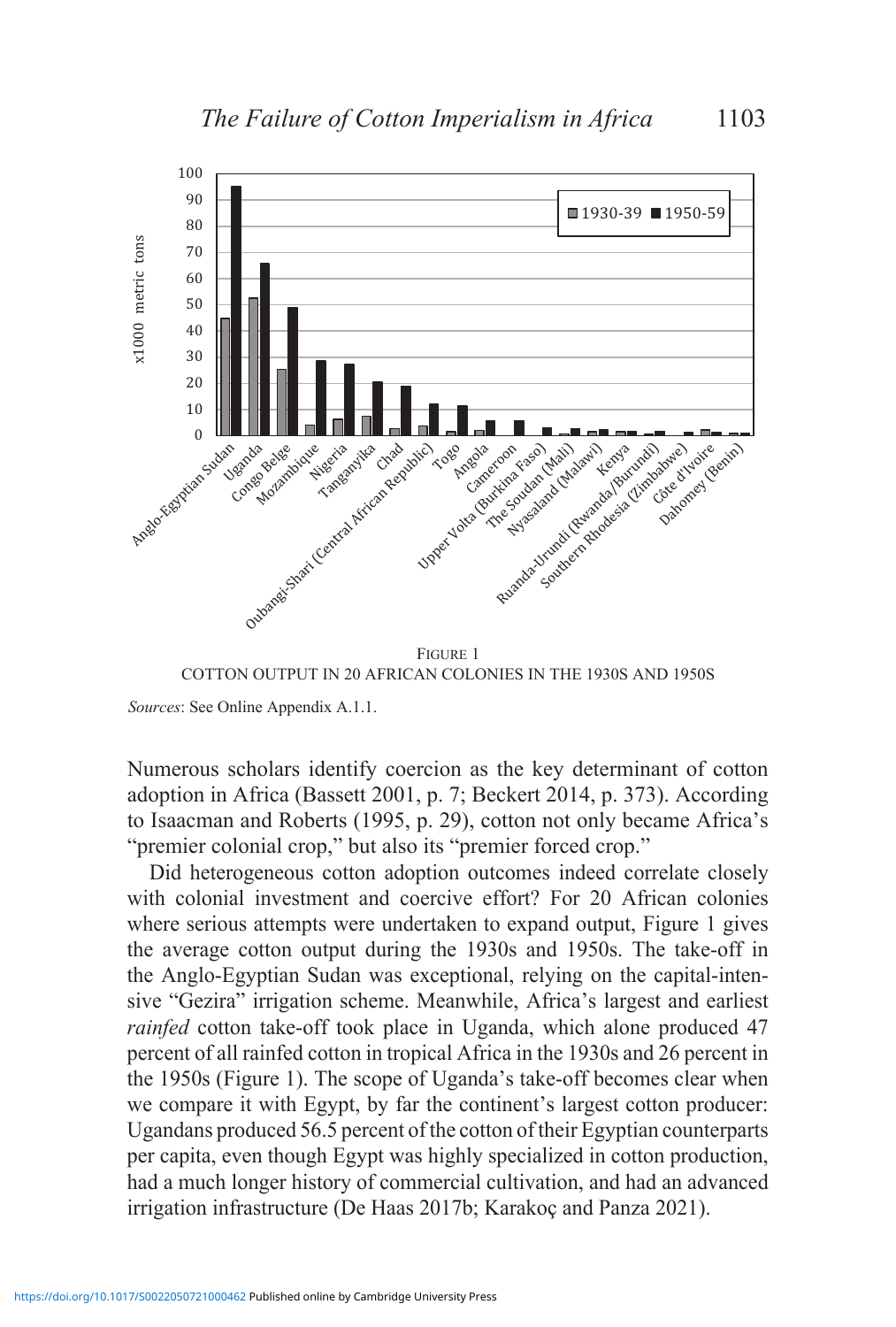FIGURE 1
COTTON OUTPUT IN 20 AFRICAN COLONIES IN THE 1930S AND 1950S

*Sources*: See Online Appendix A.1.1.

Numerous scholars identify coercion as the key determinant of cotton adoption in Africa (Bassett 2001, p. 7; Beckert 2014, p. 373). According to Isaacman and Roberts (1995, p. 29), cotton not only became Africa's "premier colonial crop," but also its "premier forced crop."

Did heterogeneous cotton adoption outcomes indeed correlate closely with colonial investment and coercive effort? For 20 African colonies where serious attempts were undertaken to expand output, Figure 1 gives the average cotton output during the 1930s and 1950s. The take-off in the Anglo-Egyptian Sudan was exceptional, relying on the capital-intensive "Gezira" irrigation scheme. Meanwhile, Africa's largest and earliest *rainfed* cotton take-off took place in Uganda, which alone produced 47 percent of all rainfed cotton in tropical Africa in the 1930s and 26 percent in the 1950s (Figure 1). The scope of Uganda's take-off becomes clear when we compare it with Egypt, by far the continent's largest cotton producer: Ugandans produced 56.5 percent of the cotton of their Egyptian counterparts per capita, even though Egypt was highly specialized in cotton production, had a much longer history of commercial cultivation, and had an advanced irrigation infrastructure (De Haas 2017b; Karakoç and Panza 2021).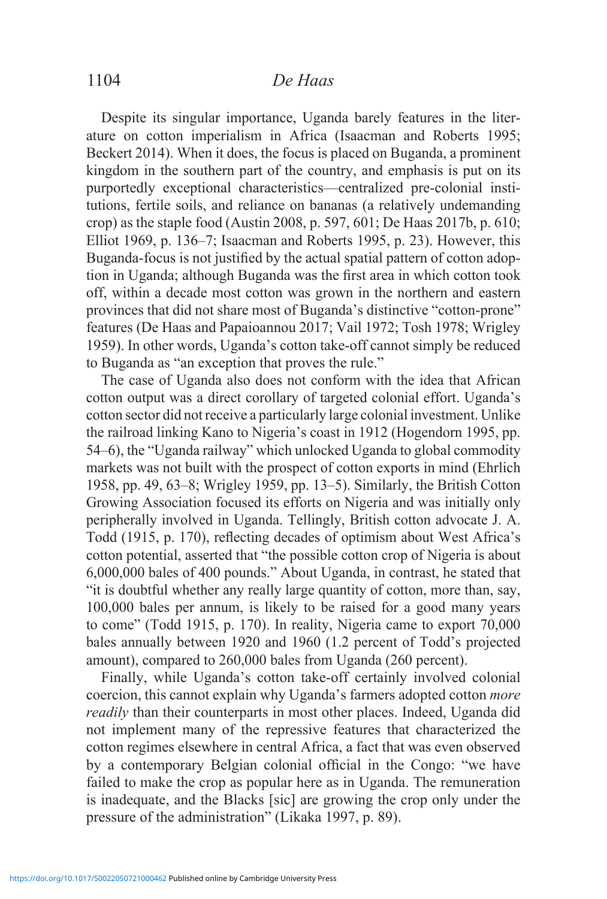Despite its singular importance, Uganda barely features in the literature on cotton imperialism in Africa (Isaacman and Roberts 1995; Beckert 2014). When it does, the focus is placed on Buganda, a prominent kingdom in the southern part of the country, and emphasis is put on its purportedly exceptional characteristics—centralized pre-colonial institutions, fertile soils, and reliance on bananas (a relatively undemanding crop) as the staple food (Austin 2008, p. 597, 601; De Haas 2017b, p. 610; Elliot 1969, p. 136–7; Isaacman and Roberts 1995, p. 23). However, this Buganda-focus is not justified by the actual spatial pattern of cotton adoption in Uganda; although Buganda was the first area in which cotton took off, within a decade most cotton was grown in the northern and eastern provinces that did not share most of Buganda's distinctive "cotton-prone" features (De Haas and Papaioannou 2017; Vail 1972; Tosh 1978; Wrigley 1959). In other words, Uganda's cotton take-off cannot simply be reduced to Buganda as "an exception that proves the rule."

The case of Uganda also does not conform with the idea that African cotton output was a direct corollary of targeted colonial effort. Uganda's cotton sector did not receive a particularly large colonial investment. Unlike the railroad linking Kano to Nigeria's coast in 1912 (Hogendorn 1995, pp. 54–6), the "Uganda railway" which unlocked Uganda to global commodity markets was not built with the prospect of cotton exports in mind (Ehrlich 1958, pp. 49, 63–8; Wrigley 1959, pp. 13–5). Similarly, the British Cotton Growing Association focused its efforts on Nigeria and was initially only peripherally involved in Uganda. Tellingly, British cotton advocate J. A. Todd (1915, p. 170), reflecting decades of optimism about West Africa's cotton potential, asserted that "the possible cotton crop of Nigeria is about 6,000,000 bales of 400 pounds." About Uganda, in contrast, he stated that "it is doubtful whether any really large quantity of cotton, more than, say, 100,000 bales per annum, is likely to be raised for a good many years to come" (Todd 1915, p. 170). In reality, Nigeria came to export 70,000 bales annually between 1920 and 1960 (1.2 percent of Todd's projected amount), compared to 260,000 bales from Uganda (260 percent).

Finally, while Uganda's cotton take-off certainly involved colonial coercion, this cannot explain why Uganda's farmers adopted cotton *more readily* than their counterparts in most other places. Indeed, Uganda did not implement many of the repressive features that characterized the cotton regimes elsewhere in central Africa, a fact that was even observed by a contemporary Belgian colonial official in the Congo: "we have failed to make the crop as popular here as in Uganda. The remuneration is inadequate, and the Blacks [sic] are growing the crop only under the pressure of the administration" (Likaka 1997, p. 89).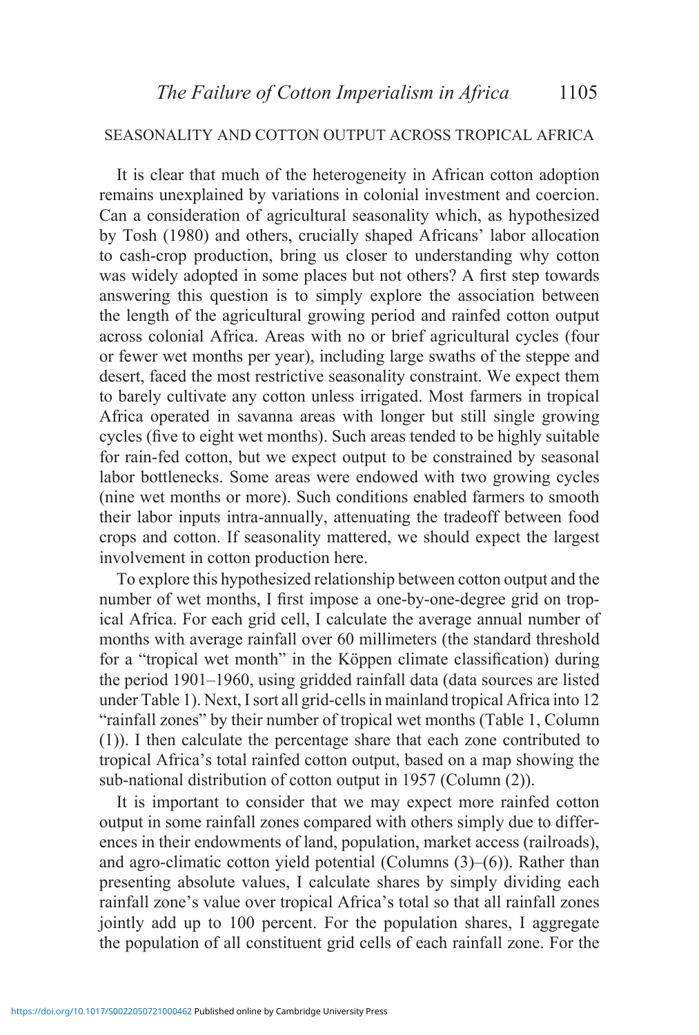## SEASONALITY AND COTTON OUTPUT ACROSS TROPICAL AFRICA

It is clear that much of the heterogeneity in African cotton adoption remains unexplained by variations in colonial investment and coercion. Can a consideration of agricultural seasonality which, as hypothesized by Tosh (1980) and others, crucially shaped Africans' labor allocation to cash-crop production, bring us closer to understanding why cotton was widely adopted in some places but not others? A first step towards answering this question is to simply explore the association between the length of the agricultural growing period and rainfed cotton output across colonial Africa. Areas with no or brief agricultural cycles (four or fewer wet months per year), including large swaths of the steppe and desert, faced the most restrictive seasonality constraint. We expect them to barely cultivate any cotton unless irrigated. Most farmers in tropical Africa operated in savanna areas with longer but still single growing cycles (five to eight wet months). Such areas tended to be highly suitable for rain-fed cotton, but we expect output to be constrained by seasonal labor bottlenecks. Some areas were endowed with two growing cycles (nine wet months or more). Such conditions enabled farmers to smooth their labor inputs intra-annually, attenuating the tradeoff between food crops and cotton. If seasonality mattered, we should expect the largest involvement in cotton production here.

To explore this hypothesized relationship between cotton output and the number of wet months, I first impose a one-by-one-degree grid on tropical Africa. For each grid cell, I calculate the average annual number of months with average rainfall over 60 millimeters (the standard threshold for a "tropical wet month" in the Köppen climate classification) during the period 1901–1960, using gridded rainfall data (data sources are listed under Table 1). Next, I sort all grid-cells in mainland tropical Africa into 12 "rainfall zones" by their number of tropical wet months (Table 1, Column (1)). I then calculate the percentage share that each zone contributed to tropical Africa's total rainfed cotton output, based on a map showing the sub-national distribution of cotton output in 1957 (Column (2)).

It is important to consider that we may expect more rainfed cotton output in some rainfall zones compared with others simply due to differences in their endowments of land, population, market access (railroads), and agro-climatic cotton yield potential (Columns (3)–(6)). Rather than presenting absolute values, I calculate shares by simply dividing each rainfall zone's value over tropical Africa's total so that all rainfall zones jointly add up to 100 percent. For the population shares, I aggregate the population of all constituent grid cells of each rainfall zone. For the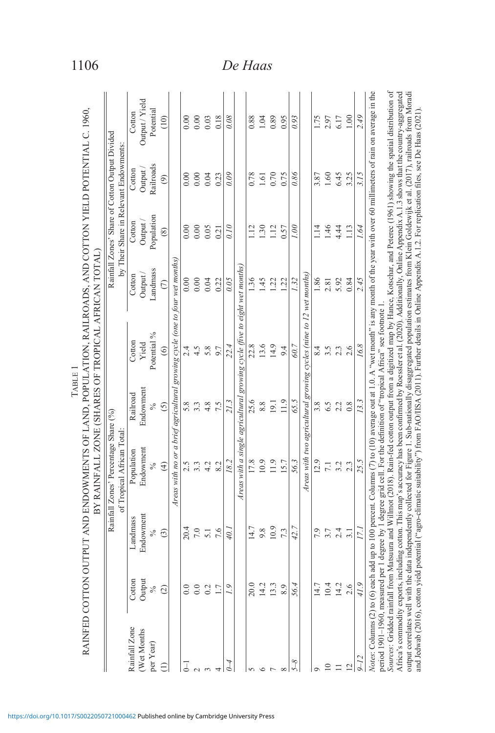TABLE 1

RAINFED COTTON OUTPUT AND ENDOWMENTS OF LAND, POPULATION, RAILROADS, AND COTTON YIELD POTENTIAL C. 1960, BY RAINFALL ZONE (SHARES OF TROPICAL AFRICAN TOTAL)

| Rainfall Zone (Wet Months per Year) | Rainfall Zones' Percentage Share (%) of Tropical African Total: | | | | | Rainfall Zones' Share of Cotton Output Divided by Their Share in Relevant Endowments: | | | |
|---|---|---|---|---|---|---|---|---|---|
| | Cotton Output % | Landmass Endowment % | Population Endowment % | Railroad Endowment % | Cotton Yield Potential % | Cotton Output / Landmass | Cotton Output / Population | Cotton Output / Railroads | Cotton Output / Yield Potential |
| (1) | (2) | (3) | (4) | (5) | (6) | (7) | (8) | (9) | (10) |
| *Areas with no or a brief agricultural growing cycle (one to four wet months)* | | | | | | | | | |
| 0–1 | 0.0 | 20.4 | 2.5 | 5.8 | 2.4 | 0.00 | 0.00 | 0.00 | 0.00 |
| 2 | 0.0 | 7.0 | 3.3 | 3.3 | 4.5 | 0.00 | 0.00 | 0.00 | 0.00 |
| 3 | 0.2 | 5.1 | 4.2 | 4.8 | 5.8 | 0.04 | 0.05 | 0.04 | 0.03 |
| 4 | 1.7 | 7.6 | 8.2 | 7.5 | 9.7 | 0.22 | 0.21 | 0.23 | 0.18 |
| *0–4* | *1.9* | *40.1* | *18.2* | *21.3* | *22.4* | *0.05* | *0.10* | *0.09* | *0.08* |
| *Areas with a single agricultural growing cycle (five to eight wet months)* | | | | | | | | | |
| 5 | 20.0 | 14.7 | 17.8 | 25.6 | 22.8 | 1.36 | 1.12 | 0.78 | 0.88 |
| 6 | 14.2 | 9.8 | 10.9 | 8.8 | 13.6 | 1.45 | 1.30 | 1.61 | 1.04 |
| 7 | 13.3 | 10.9 | 11.9 | 19.1 | 14.9 | 1.22 | 1.12 | 0.70 | 0.89 |
| 8 | 8.9 | 7.3 | 15.7 | 11.9 | 9.4 | 1.22 | 0.57 | 0.75 | 0.95 |
| *5–8* | *56.4* | *42.7* | *56.3* | *65.5* | *60.7* | *1.32* | *1.00* | *0.86* | *0.93* |
| *Areas with two agricultural growing cycles (nine to 12 wet months)* | | | | | | | | | |
| 9 | 14.7 | 7.9 | 12.9 | 3.8 | 8.4 | 1.86 | 1.14 | 3.87 | 1.75 |
| 10 | 10.4 | 3.7 | 7.1 | 6.5 | 3.5 | 2.81 | 1.46 | 1.60 | 2.97 |
| 11 | 14.2 | 2.4 | 3.2 | 2.2 | 2.3 | 5.92 | 4.44 | 6.45 | 6.17 |
| 12 | 2.6 | 3.1 | 2.3 | 0.8 | 2.6 | 0.84 | 1.13 | 3.25 | 1.00 |
| *9–12* | *41.9* | *17.1* | *25.5* | *13.3* | *16.8* | *2.45* | *1.64* | *3.15* | *2.49* |

*Notes*: Columns (2) to (6) each add up to 100 percent. Columns (7) to (10) average out at 1.0. A "wet month" is any month of the year with over 60 millimeters of rain on average in the period 1901–1960, measured per 1 degree by 1 degree grid cell. For the definition of "tropical Africa" see footnote 1.

*Sources*: Gridded rainfall from Matsuura and Willmot (2018). Rain-fed cotton output from a digitized map by Hance, Kotschar, and Peterec (1961) showing the spatial distribution of Africa's commodity exports, including cotton. This map's accuracy has been confirmed by Roessler et al. (2020). Additionally, Online Appendix A.1.3 shows that the country-aggregated output correlates well with the data independently collected for Figure 1. Sub-nationally disaggregated population estimates from Klein Goldewijk et al. (2017), railroads from Moradi and Jedwab (2016), cotton yield potential ("agro-climatic suitability") from FAO/IISA (2011). Further details in Online Appendix A.1.2. For replication files, see De Haas (2021).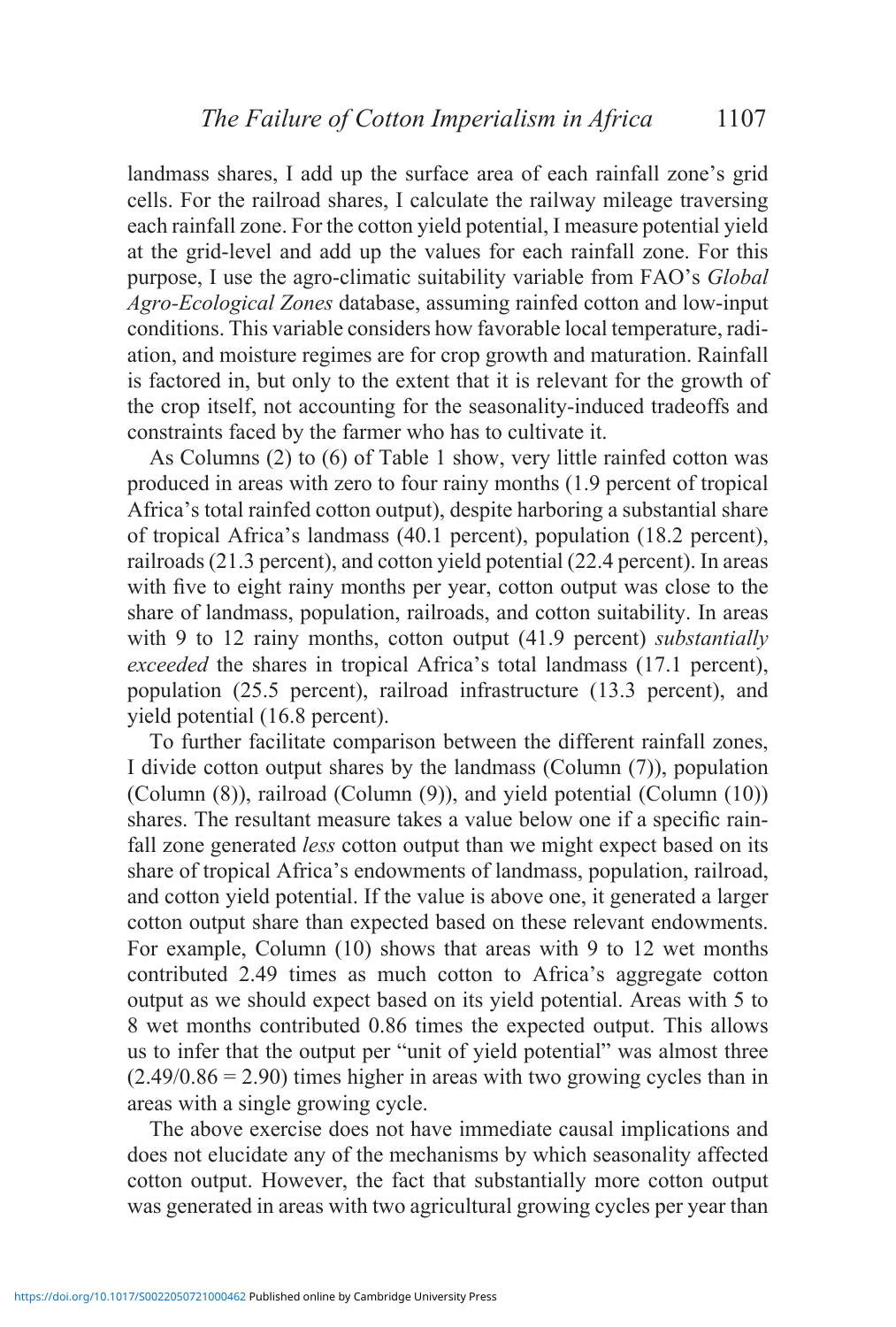landmass shares, I add up the surface area of each rainfall zone's grid cells. For the railroad shares, I calculate the railway mileage traversing each rainfall zone. For the cotton yield potential, I measure potential yield at the grid-level and add up the values for each rainfall zone. For this purpose, I use the agro-climatic suitability variable from FAO's *Global Agro-Ecological Zones* database, assuming rainfed cotton and low-input conditions. This variable considers how favorable local temperature, radiation, and moisture regimes are for crop growth and maturation. Rainfall is factored in, but only to the extent that it is relevant for the growth of the crop itself, not accounting for the seasonality-induced tradeoffs and constraints faced by the farmer who has to cultivate it.

As Columns (2) to (6) of Table 1 show, very little rainfed cotton was produced in areas with zero to four rainy months (1.9 percent of tropical Africa's total rainfed cotton output), despite harboring a substantial share of tropical Africa's landmass (40.1 percent), population (18.2 percent), railroads (21.3 percent), and cotton yield potential (22.4 percent). In areas with five to eight rainy months per year, cotton output was close to the share of landmass, population, railroads, and cotton suitability. In areas with 9 to 12 rainy months, cotton output (41.9 percent) *substantially exceeded* the shares in tropical Africa's total landmass (17.1 percent), population (25.5 percent), railroad infrastructure (13.3 percent), and yield potential (16.8 percent).

To further facilitate comparison between the different rainfall zones, I divide cotton output shares by the landmass (Column (7)), population (Column (8)), railroad (Column (9)), and yield potential (Column (10)) shares. The resultant measure takes a value below one if a specific rainfall zone generated *less* cotton output than we might expect based on its share of tropical Africa's endowments of landmass, population, railroad, and cotton yield potential. If the value is above one, it generated a larger cotton output share than expected based on these relevant endowments. For example, Column (10) shows that areas with 9 to 12 wet months contributed 2.49 times as much cotton to Africa's aggregate cotton output as we should expect based on its yield potential. Areas with 5 to 8 wet months contributed 0.86 times the expected output. This allows us to infer that the output per "unit of yield potential" was almost three ($2.49/0.86 = 2.90$) times higher in areas with two growing cycles than in areas with a single growing cycle.

The above exercise does not have immediate causal implications and does not elucidate any of the mechanisms by which seasonality affected cotton output. However, the fact that substantially more cotton output was generated in areas with two agricultural growing cycles per year than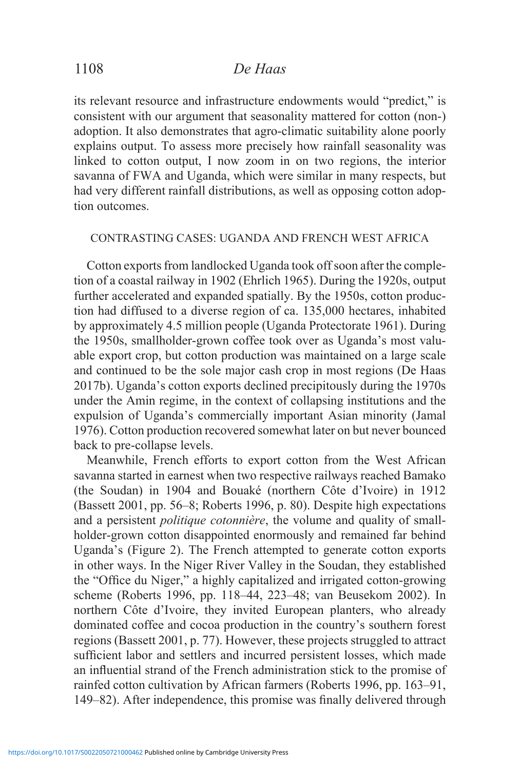its relevant resource and infrastructure endowments would "predict," is consistent with our argument that seasonality mattered for cotton (non-) adoption. It also demonstrates that agro-climatic suitability alone poorly explains output. To assess more precisely how rainfall seasonality was linked to cotton output, I now zoom in on two regions, the interior savanna of FWA and Uganda, which were similar in many respects, but had very different rainfall distributions, as well as opposing cotton adoption outcomes.

## CONTRASTING CASES: UGANDA AND FRENCH WEST AFRICA

Cotton exports from landlocked Uganda took off soon after the completion of a coastal railway in 1902 (Ehrlich 1965). During the 1920s, output further accelerated and expanded spatially. By the 1950s, cotton production had diffused to a diverse region of ca. 135,000 hectares, inhabited by approximately 4.5 million people (Uganda Protectorate 1961). During the 1950s, smallholder-grown coffee took over as Uganda's most valuable export crop, but cotton production was maintained on a large scale and continued to be the sole major cash crop in most regions (De Haas 2017b). Uganda's cotton exports declined precipitously during the 1970s under the Amin regime, in the context of collapsing institutions and the expulsion of Uganda's commercially important Asian minority (Jamal 1976). Cotton production recovered somewhat later on but never bounced back to pre-collapse levels.

Meanwhile, French efforts to export cotton from the West African savanna started in earnest when two respective railways reached Bamako (the Soudan) in 1904 and Bouaké (northern Côte d'Ivoire) in 1912 (Bassett 2001, pp. 56–8; Roberts 1996, p. 80). Despite high expectations and a persistent *politique cotonnière*, the volume and quality of smallholder-grown cotton disappointed enormously and remained far behind Uganda's (Figure 2). The French attempted to generate cotton exports in other ways. In the Niger River Valley in the Soudan, they established the "Office du Niger," a highly capitalized and irrigated cotton-growing scheme (Roberts 1996, pp. 118–44, 223–48; van Beusekom 2002). In northern Côte d'Ivoire, they invited European planters, who already dominated coffee and cocoa production in the country's southern forest regions (Bassett 2001, p. 77). However, these projects struggled to attract sufficient labor and settlers and incurred persistent losses, which made an influential strand of the French administration stick to the promise of rainfed cotton cultivation by African farmers (Roberts 1996, pp. 163–91, 149–82). After independence, this promise was finally delivered through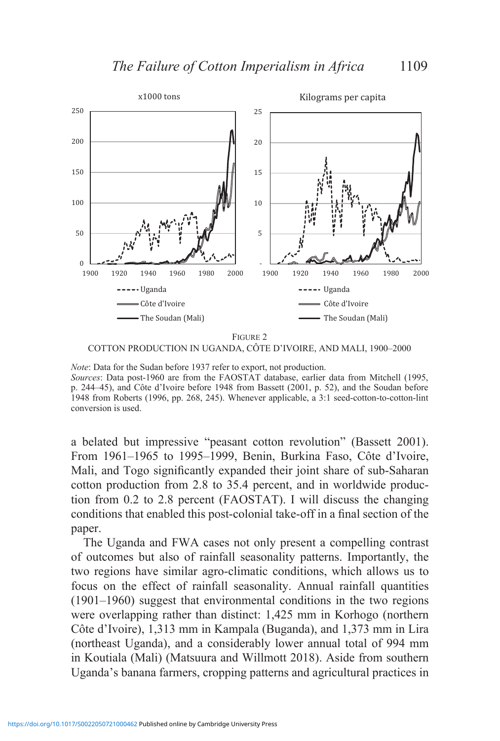FIGURE 2

COTTON PRODUCTION IN UGANDA, CÔTE D'IVOIRE, AND MALI, 1900–2000

*Note*: Data for the Sudan before 1937 refer to export, not production.

*Sources*: Data post-1960 are from the FAOSTAT database, earlier data from Mitchell (1995, p. 244–45), and Côte d'Ivoire before 1948 from Bassett (2001, p. 52), and the Soudan before 1948 from Roberts (1996, pp. 268, 245). Whenever applicable, a 3:1 seed-cotton-to-cotton-lint conversion is used.

a belated but impressive "peasant cotton revolution" (Bassett 2001). From 1961–1965 to 1995–1999, Benin, Burkina Faso, Côte d'Ivoire, Mali, and Togo significantly expanded their joint share of sub-Saharan cotton production from 2.8 to 35.4 percent, and in worldwide production from 0.2 to 2.8 percent (FAOSTAT). I will discuss the changing conditions that enabled this post-colonial take-off in a final section of the paper.

The Uganda and FWA cases not only present a compelling contrast of outcomes but also of rainfall seasonality patterns. Importantly, the two regions have similar agro-climatic conditions, which allows us to focus on the effect of rainfall seasonality. Annual rainfall quantities (1901–1960) suggest that environmental conditions in the two regions were overlapping rather than distinct: 1,425 mm in Korhogo (northern Côte d'Ivoire), 1,313 mm in Kampala (Buganda), and 1,373 mm in Lira (northeast Uganda), and a considerably lower annual total of 994 mm in Koutiala (Mali) (Matsuura and Willmott 2018). Aside from southern Uganda's banana farmers, cropping patterns and agricultural practices in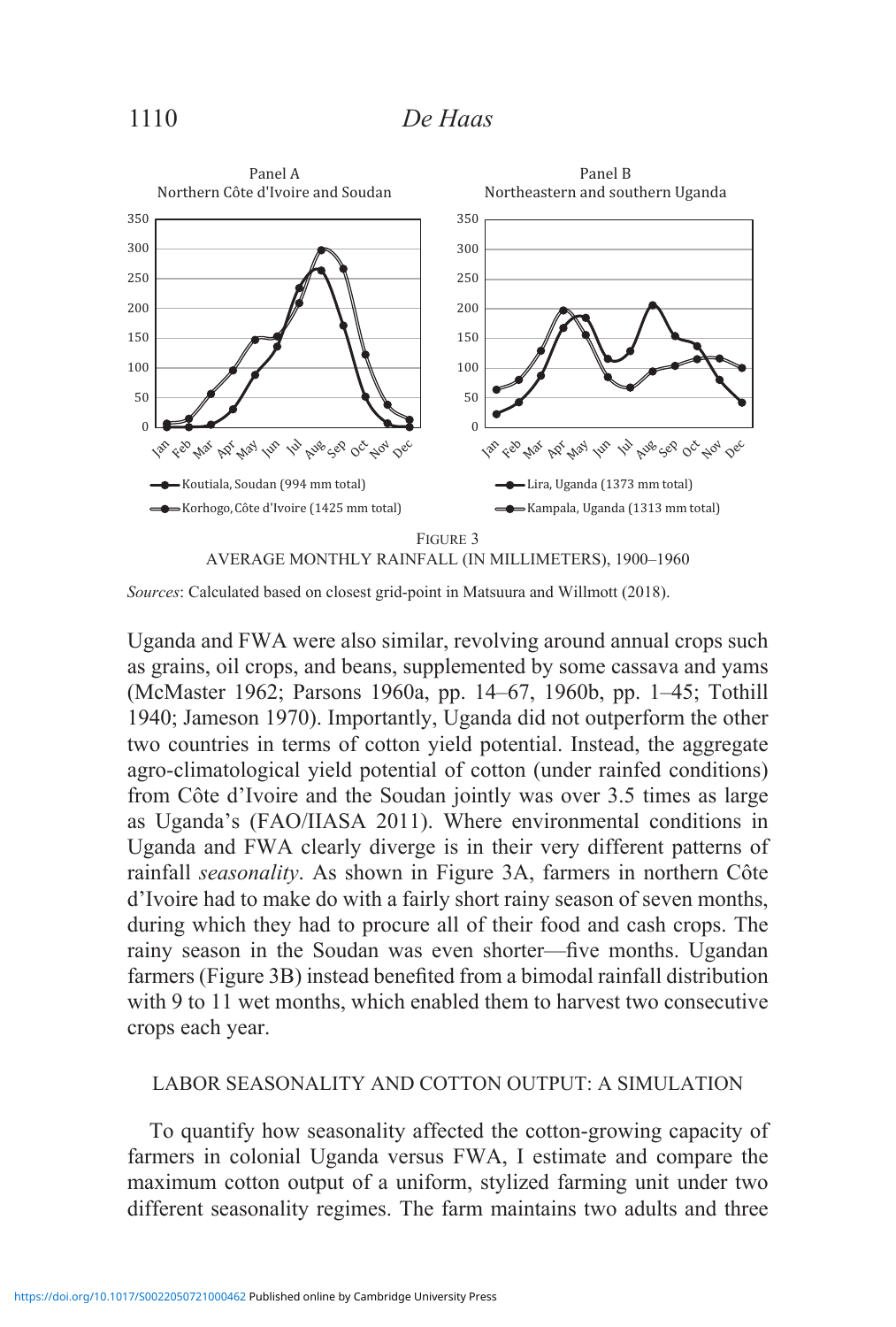FIGURE 3
AVERAGE MONTHLY RAINFALL (IN MILLIMETERS), 1900–1960

*Sources*: Calculated based on closest grid-point in Matsuura and Willmott (2018).

Uganda and FWA were also similar, revolving around annual crops such as grains, oil crops, and beans, supplemented by some cassava and yams (McMaster 1962; Parsons 1960a, pp. 14–67, 1960b, pp. 1–45; Tothill 1940; Jameson 1970). Importantly, Uganda did not outperform the other two countries in terms of cotton yield potential. Instead, the aggregate agro-climatological yield potential of cotton (under rainfed conditions) from Côte d'Ivoire and the Soudan jointly was over 3.5 times as large as Uganda's (FAO/IIASA 2011). Where environmental conditions in Uganda and FWA clearly diverge is in their very different patterns of rainfall *seasonality*. As shown in Figure 3A, farmers in northern Côte d'Ivoire had to make do with a fairly short rainy season of seven months, during which they had to procure all of their food and cash crops. The rainy season in the Soudan was even shorter—five months. Ugandan farmers (Figure 3B) instead benefited from a bimodal rainfall distribution with 9 to 11 wet months, which enabled them to harvest two consecutive crops each year.

## LABOR SEASONALITY AND COTTON OUTPUT: A SIMULATION

To quantify how seasonality affected the cotton-growing capacity of farmers in colonial Uganda versus FWA, I estimate and compare the maximum cotton output of a uniform, stylized farming unit under two different seasonality regimes. The farm maintains two adults and three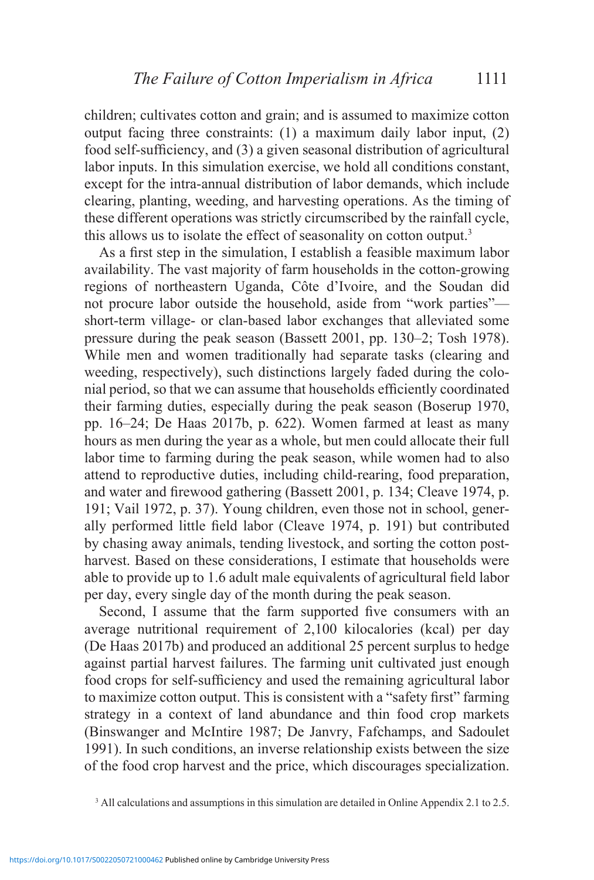children; cultivates cotton and grain; and is assumed to maximize cotton output facing three constraints: (1) a maximum daily labor input, (2) food self-sufficiency, and (3) a given seasonal distribution of agricultural labor inputs. In this simulation exercise, we hold all conditions constant, except for the intra-annual distribution of labor demands, which include clearing, planting, weeding, and harvesting operations. As the timing of these different operations was strictly circumscribed by the rainfall cycle, this allows us to isolate the effect of seasonality on cotton output.[3]

As a first step in the simulation, I establish a feasible maximum labor availability. The vast majority of farm households in the cotton-growing regions of northeastern Uganda, Côte d'Ivoire, and the Soudan did not procure labor outside the household, aside from "work parties"—short-term village- or clan-based labor exchanges that alleviated some pressure during the peak season (Bassett 2001, pp. 130–2; Tosh 1978). While men and women traditionally had separate tasks (clearing and weeding, respectively), such distinctions largely faded during the colonial period, so that we can assume that households efficiently coordinated their farming duties, especially during the peak season (Boserup 1970, pp. 16–24; De Haas 2017b, p. 622). Women farmed at least as many hours as men during the year as a whole, but men could allocate their full labor time to farming during the peak season, while women had to also attend to reproductive duties, including child-rearing, food preparation, and water and firewood gathering (Bassett 2001, p. 134; Cleave 1974, p. 191; Vail 1972, p. 37). Young children, even those not in school, generally performed little field labor (Cleave 1974, p. 191) but contributed by chasing away animals, tending livestock, and sorting the cotton post-harvest. Based on these considerations, I estimate that households were able to provide up to 1.6 adult male equivalents of agricultural field labor per day, every single day of the month during the peak season.

Second, I assume that the farm supported five consumers with an average nutritional requirement of 2,100 kilocalories (kcal) per day (De Haas 2017b) and produced an additional 25 percent surplus to hedge against partial harvest failures. The farming unit cultivated just enough food crops for self-sufficiency and used the remaining agricultural labor to maximize cotton output. This is consistent with a "safety first" farming strategy in a context of land abundance and thin food crop markets (Binswanger and McIntire 1987; De Janvry, Fafchamps, and Sadoulet 1991). In such conditions, an inverse relationship exists between the size of the food crop harvest and the price, which discourages specialization.

[3] All calculations and assumptions in this simulation are detailed in Online Appendix 2.1 to 2.5.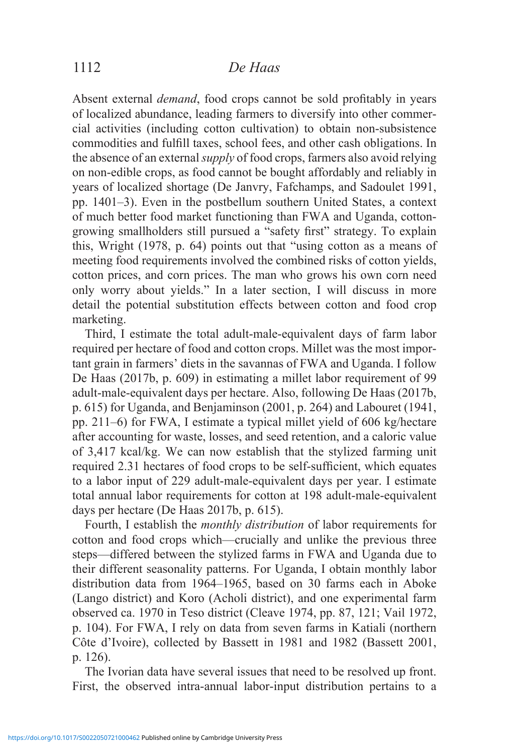Absent external *demand*, food crops cannot be sold profitably in years of localized abundance, leading farmers to diversify into other commercial activities (including cotton cultivation) to obtain non-subsistence commodities and fulfill taxes, school fees, and other cash obligations. In the absence of an external *supply* of food crops, farmers also avoid relying on non-edible crops, as food cannot be bought affordably and reliably in years of localized shortage (De Janvry, Fafchamps, and Sadoulet 1991, pp. 1401–3). Even in the postbellum southern United States, a context of much better food market functioning than FWA and Uganda, cotton-growing smallholders still pursued a "safety first" strategy. To explain this, Wright (1978, p. 64) points out that "using cotton as a means of meeting food requirements involved the combined risks of cotton yields, cotton prices, and corn prices. The man who grows his own corn need only worry about yields." In a later section, I will discuss in more detail the potential substitution effects between cotton and food crop marketing.

Third, I estimate the total adult-male-equivalent days of farm labor required per hectare of food and cotton crops. Millet was the most important grain in farmers' diets in the savannas of FWA and Uganda. I follow De Haas (2017b, p. 609) in estimating a millet labor requirement of 99 adult-male-equivalent days per hectare. Also, following De Haas (2017b, p. 615) for Uganda, and Benjaminson (2001, p. 264) and Labouret (1941, pp. 211–6) for FWA, I estimate a typical millet yield of 606 kg/hectare after accounting for waste, losses, and seed retention, and a caloric value of 3,417 kcal/kg. We can now establish that the stylized farming unit required 2.31 hectares of food crops to be self-sufficient, which equates to a labor input of 229 adult-male-equivalent days per year. I estimate total annual labor requirements for cotton at 198 adult-male-equivalent days per hectare (De Haas 2017b, p. 615).

Fourth, I establish the *monthly distribution* of labor requirements for cotton and food crops which—crucially and unlike the previous three steps—differed between the stylized farms in FWA and Uganda due to their different seasonality patterns. For Uganda, I obtain monthly labor distribution data from 1964–1965, based on 30 farms each in Aboke (Lango district) and Koro (Acholi district), and one experimental farm observed ca. 1970 in Teso district (Cleave 1974, pp. 87, 121; Vail 1972, p. 104). For FWA, I rely on data from seven farms in Katiali (northern Côte d'Ivoire), collected by Bassett in 1981 and 1982 (Bassett 2001, p. 126).

The Ivorian data have several issues that need to be resolved up front. First, the observed intra-annual labor-input distribution pertains to a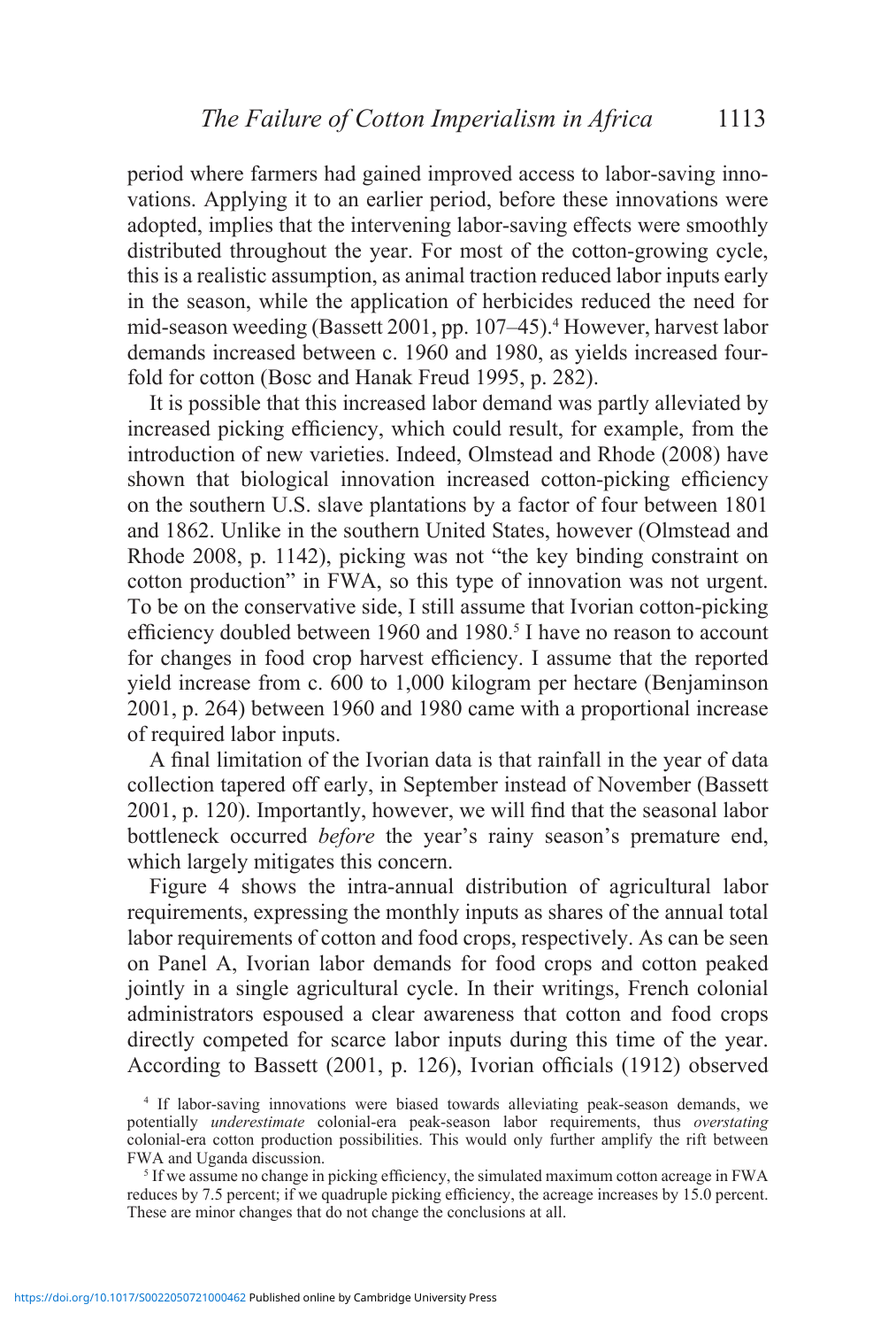period where farmers had gained improved access to labor-saving innovations. Applying it to an earlier period, before these innovations were adopted, implies that the intervening labor-saving effects were smoothly distributed throughout the year. For most of the cotton-growing cycle, this is a realistic assumption, as animal traction reduced labor inputs early in the season, while the application of herbicides reduced the need for mid-season weeding (Bassett 2001, pp. 107–45).[4] However, harvest labor demands increased between c. 1960 and 1980, as yields increased fourfold for cotton (Bosc and Hanak Freud 1995, p. 282).

It is possible that this increased labor demand was partly alleviated by increased picking efficiency, which could result, for example, from the introduction of new varieties. Indeed, Olmstead and Rhode (2008) have shown that biological innovation increased cotton-picking efficiency on the southern U.S. slave plantations by a factor of four between 1801 and 1862. Unlike in the southern United States, however (Olmstead and Rhode 2008, p. 1142), picking was not "the key binding constraint on cotton production" in FWA, so this type of innovation was not urgent. To be on the conservative side, I still assume that Ivorian cotton-picking efficiency doubled between 1960 and 1980.[5] I have no reason to account for changes in food crop harvest efficiency. I assume that the reported yield increase from c. 600 to 1,000 kilogram per hectare (Benjaminson 2001, p. 264) between 1960 and 1980 came with a proportional increase of required labor inputs.

A final limitation of the Ivorian data is that rainfall in the year of data collection tapered off early, in September instead of November (Bassett 2001, p. 120). Importantly, however, we will find that the seasonal labor bottleneck occurred *before* the year's rainy season's premature end, which largely mitigates this concern.

Figure 4 shows the intra-annual distribution of agricultural labor requirements, expressing the monthly inputs as shares of the annual total labor requirements of cotton and food crops, respectively. As can be seen on Panel A, Ivorian labor demands for food crops and cotton peaked jointly in a single agricultural cycle. In their writings, French colonial administrators espoused a clear awareness that cotton and food crops directly competed for scarce labor inputs during this time of the year. According to Bassett (2001, p. 126), Ivorian officials (1912) observed

[4] If labor-saving innovations were biased towards alleviating peak-season demands, we potentially *underestimate* colonial-era peak-season labor requirements, thus *overstating* colonial-era cotton production possibilities. This would only further amplify the rift between FWA and Uganda discussion.

[5] If we assume no change in picking efficiency, the simulated maximum cotton acreage in FWA reduces by 7.5 percent; if we quadruple picking efficiency, the acreage increases by 15.0 percent. These are minor changes that do not change the conclusions at all.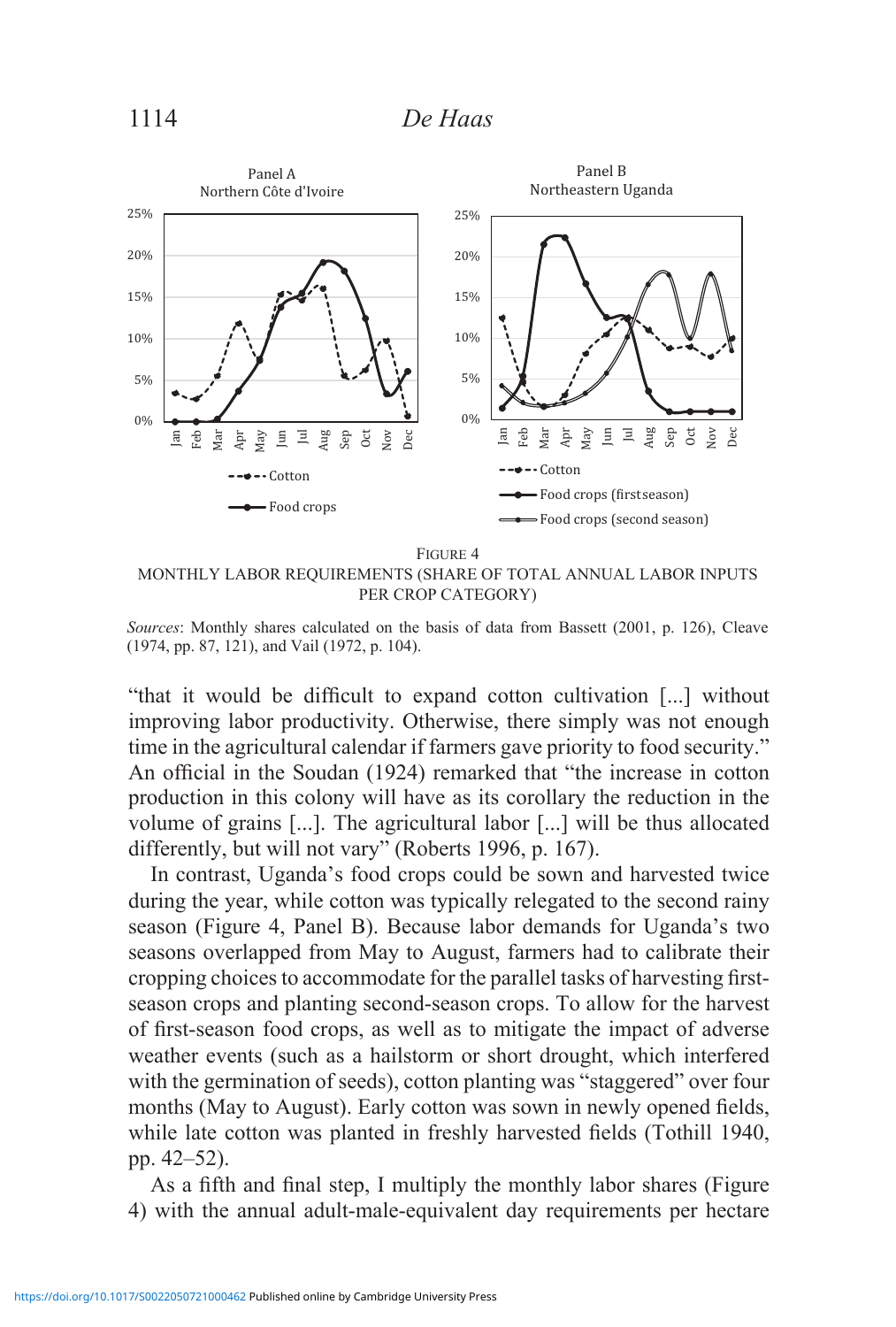FIGURE 4
MONTHLY LABOR REQUIREMENTS (SHARE OF TOTAL ANNUAL LABOR INPUTS PER CROP CATEGORY)

*Sources*: Monthly shares calculated on the basis of data from Bassett (2001, p. 126), Cleave (1974, pp. 87, 121), and Vail (1972, p. 104).

"that it would be difficult to expand cotton cultivation [...] without improving labor productivity. Otherwise, there simply was not enough time in the agricultural calendar if farmers gave priority to food security." An official in the Soudan (1924) remarked that "the increase in cotton production in this colony will have as its corollary the reduction in the volume of grains [...]. The agricultural labor [...] will be thus allocated differently, but will not vary" (Roberts 1996, p. 167).

In contrast, Uganda's food crops could be sown and harvested twice during the year, while cotton was typically relegated to the second rainy season (Figure 4, Panel B). Because labor demands for Uganda's two seasons overlapped from May to August, farmers had to calibrate their cropping choices to accommodate for the parallel tasks of harvesting first-season crops and planting second-season crops. To allow for the harvest of first-season food crops, as well as to mitigate the impact of adverse weather events (such as a hailstorm or short drought, which interfered with the germination of seeds), cotton planting was "staggered" over four months (May to August). Early cotton was sown in newly opened fields, while late cotton was planted in freshly harvested fields (Tothill 1940, pp. 42–52).

As a fifth and final step, I multiply the monthly labor shares (Figure 4) with the annual adult-male-equivalent day requirements per hectare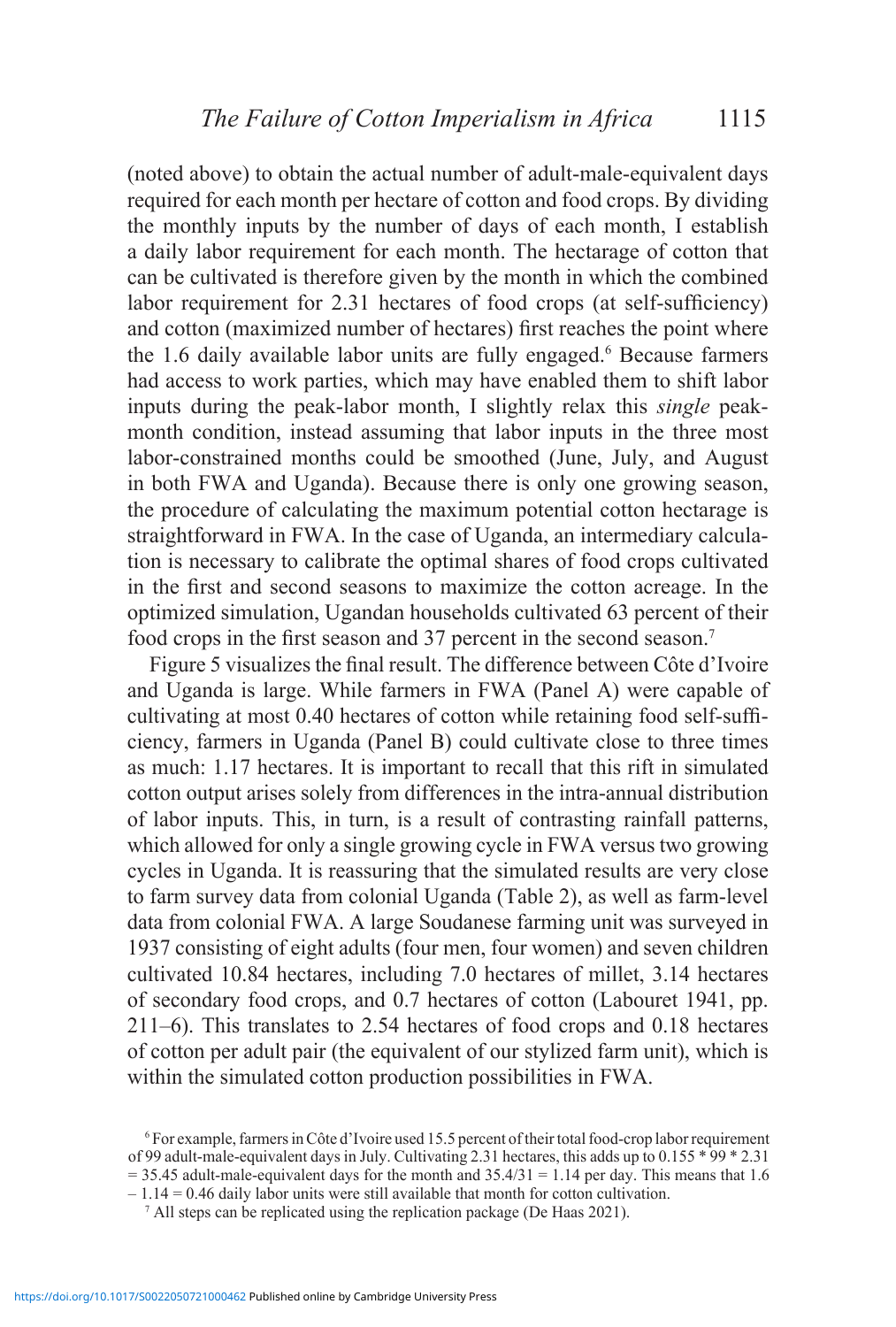(noted above) to obtain the actual number of adult-male-equivalent days required for each month per hectare of cotton and food crops. By dividing the monthly inputs by the number of days of each month, I establish a daily labor requirement for each month. The hectarage of cotton that can be cultivated is therefore given by the month in which the combined labor requirement for 2.31 hectares of food crops (at self-sufficiency) and cotton (maximized number of hectares) first reaches the point where the 1.6 daily available labor units are fully engaged.[6] Because farmers had access to work parties, which may have enabled them to shift labor inputs during the peak-labor month, I slightly relax this *single* peak-month condition, instead assuming that labor inputs in the three most labor-constrained months could be smoothed (June, July, and August in both FWA and Uganda). Because there is only one growing season, the procedure of calculating the maximum potential cotton hectarage is straightforward in FWA. In the case of Uganda, an intermediary calculation is necessary to calibrate the optimal shares of food crops cultivated in the first and second seasons to maximize the cotton acreage. In the optimized simulation, Ugandan households cultivated 63 percent of their food crops in the first season and 37 percent in the second season.[7]

Figure 5 visualizes the final result. The difference between Côte d'Ivoire and Uganda is large. While farmers in FWA (Panel A) were capable of cultivating at most 0.40 hectares of cotton while retaining food self-sufficiency, farmers in Uganda (Panel B) could cultivate close to three times as much: 1.17 hectares. It is important to recall that this rift in simulated cotton output arises solely from differences in the intra-annual distribution of labor inputs. This, in turn, is a result of contrasting rainfall patterns, which allowed for only a single growing cycle in FWA versus two growing cycles in Uganda. It is reassuring that the simulated results are very close to farm survey data from colonial Uganda (Table 2), as well as farm-level data from colonial FWA. A large Soudanese farming unit was surveyed in 1937 consisting of eight adults (four men, four women) and seven children cultivated 10.84 hectares, including 7.0 hectares of millet, 3.14 hectares of secondary food crops, and 0.7 hectares of cotton (Labouret 1941, pp. 211–6). This translates to 2.54 hectares of food crops and 0.18 hectares of cotton per adult pair (the equivalent of our stylized farm unit), which is within the simulated cotton production possibilities in FWA.

[6] For example, farmers in Côte d'Ivoire used 15.5 percent of their total food-crop labor requirement of 99 adult-male-equivalent days in July. Cultivating 2.31 hectares, this adds up to 0.155 * 99 * 2.31 = 35.45 adult-male-equivalent days for the month and 35.4/31 = 1.14 per day. This means that 1.6 – 1.14 = 0.46 daily labor units were still available that month for cotton cultivation.

[7] All steps can be replicated using the replication package (De Haas 2021).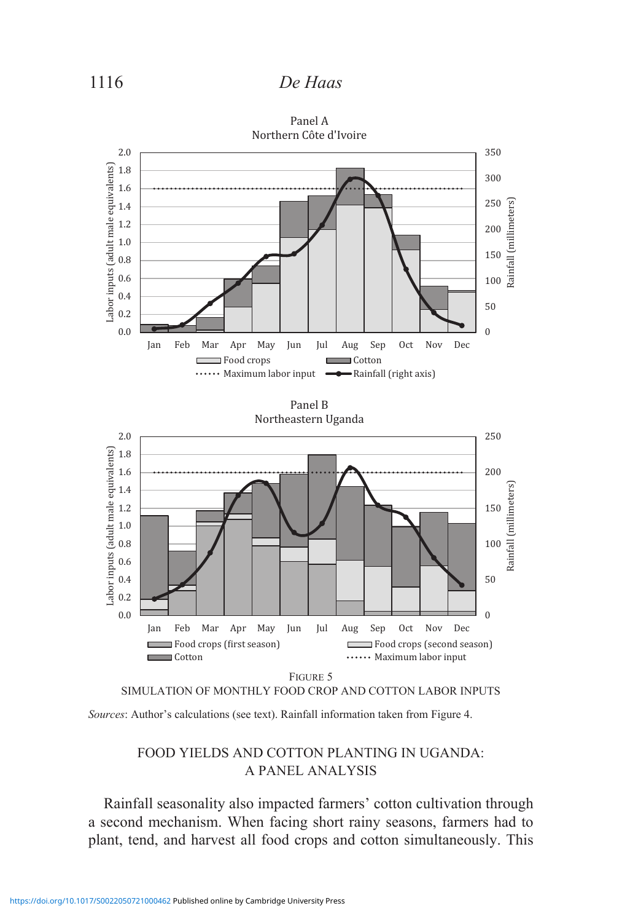FIGURE 5

SIMULATION OF MONTHLY FOOD CROP AND COTTON LABOR INPUTS

*Sources*: Author's calculations (see text). Rainfall information taken from Figure 4.

## FOOD YIELDS AND COTTON PLANTING IN UGANDA: A PANEL ANALYSIS

Rainfall seasonality also impacted farmers' cotton cultivation through a second mechanism. When facing short rainy seasons, farmers had to plant, tend, and harvest all food crops and cotton simultaneously. This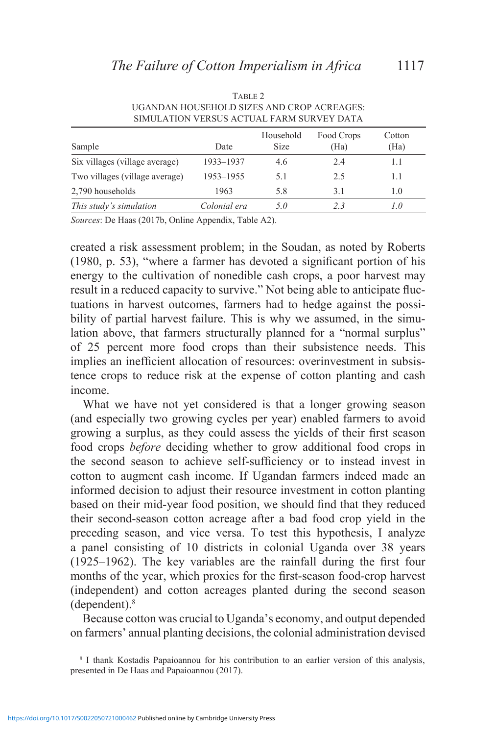TABLE 2
UGANDAN HOUSEHOLD SIZES AND CROP ACREAGES: SIMULATION VERSUS ACTUAL FARM SURVEY DATA

| Sample | Date | Household Size | Food Crops (Ha) | Cotton (Ha) |
|---|---|---|---|---|
| Six villages (village average) | 1933–1937 | 4.6 | 2.4 | 1.1 |
| Two villages (village average) | 1953–1955 | 5.1 | 2.5 | 1.1 |
| 2,790 households | 1963 | 5.8 | 3.1 | 1.0 |
| *This study's simulation* | *Colonial era* | *5.0* | *2.3* | *1.0* |

*Sources*: De Haas (2017b, Online Appendix, Table A2).

created a risk assessment problem; in the Soudan, as noted by Roberts (1980, p. 53), "where a farmer has devoted a significant portion of his energy to the cultivation of nonedible cash crops, a poor harvest may result in a reduced capacity to survive." Not being able to anticipate fluctuations in harvest outcomes, farmers had to hedge against the possibility of partial harvest failure. This is why we assumed, in the simulation above, that farmers structurally planned for a "normal surplus" of 25 percent more food crops than their subsistence needs. This implies an inefficient allocation of resources: overinvestment in subsistence crops to reduce risk at the expense of cotton planting and cash income.

What we have not yet considered is that a longer growing season (and especially two growing cycles per year) enabled farmers to avoid growing a surplus, as they could assess the yields of their first season food crops *before* deciding whether to grow additional food crops in the second season to achieve self-sufficiency or to instead invest in cotton to augment cash income. If Ugandan farmers indeed made an informed decision to adjust their resource investment in cotton planting based on their mid-year food position, we should find that they reduced their second-season cotton acreage after a bad food crop yield in the preceding season, and vice versa. To test this hypothesis, I analyze a panel consisting of 10 districts in colonial Uganda over 38 years (1925–1962). The key variables are the rainfall during the first four months of the year, which proxies for the first-season food-crop harvest (independent) and cotton acreages planted during the second season (dependent).[8]

Because cotton was crucial to Uganda's economy, and output depended on farmers' annual planting decisions, the colonial administration devised

[8] I thank Kostadis Papaioannou for his contribution to an earlier version of this analysis, presented in De Haas and Papaioannou (2017).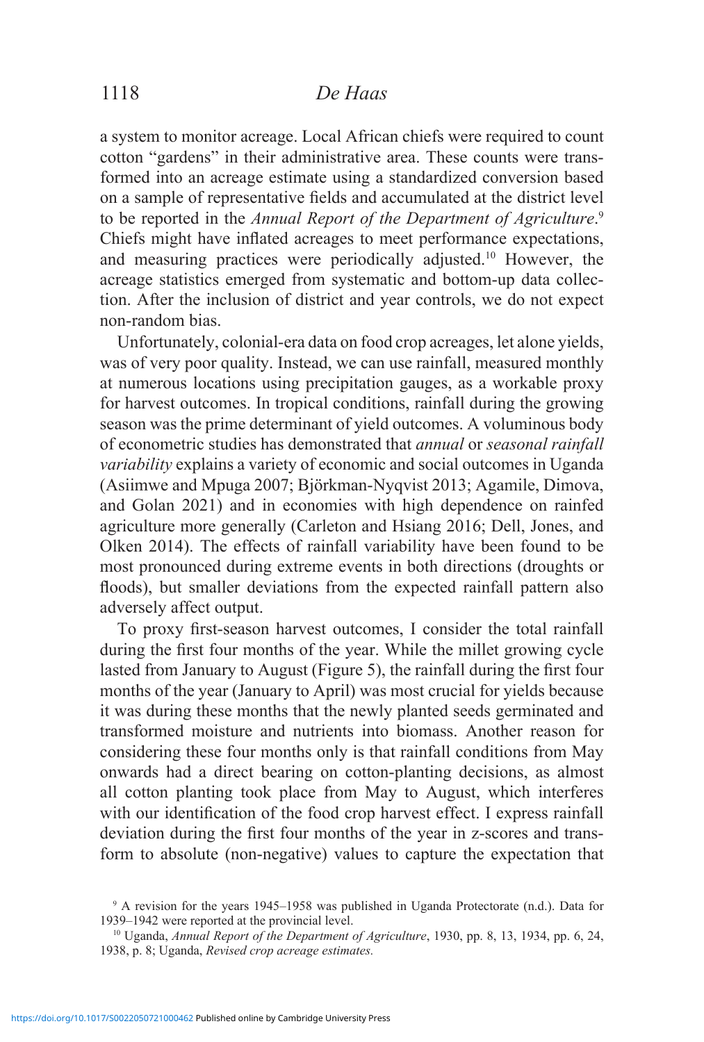a system to monitor acreage. Local African chiefs were required to count cotton "gardens" in their administrative area. These counts were transformed into an acreage estimate using a standardized conversion based on a sample of representative fields and accumulated at the district level to be reported in the *Annual Report of the Department of Agriculture*.[9] Chiefs might have inflated acreages to meet performance expectations, and measuring practices were periodically adjusted.[10] However, the acreage statistics emerged from systematic and bottom-up data collection. After the inclusion of district and year controls, we do not expect non-random bias.

Unfortunately, colonial-era data on food crop acreages, let alone yields, was of very poor quality. Instead, we can use rainfall, measured monthly at numerous locations using precipitation gauges, as a workable proxy for harvest outcomes. In tropical conditions, rainfall during the growing season was the prime determinant of yield outcomes. A voluminous body of econometric studies has demonstrated that *annual* or *seasonal rainfall variability* explains a variety of economic and social outcomes in Uganda (Asiimwe and Mpuga 2007; Björkman-Nyqvist 2013; Agamile, Dimova, and Golan 2021) and in economies with high dependence on rainfed agriculture more generally (Carleton and Hsiang 2016; Dell, Jones, and Olken 2014). The effects of rainfall variability have been found to be most pronounced during extreme events in both directions (droughts or floods), but smaller deviations from the expected rainfall pattern also adversely affect output.

To proxy first-season harvest outcomes, I consider the total rainfall during the first four months of the year. While the millet growing cycle lasted from January to August (Figure 5), the rainfall during the first four months of the year (January to April) was most crucial for yields because it was during these months that the newly planted seeds germinated and transformed moisture and nutrients into biomass. Another reason for considering these four months only is that rainfall conditions from May onwards had a direct bearing on cotton-planting decisions, as almost all cotton planting took place from May to August, which interferes with our identification of the food crop harvest effect. I express rainfall deviation during the first four months of the year in z-scores and transform to absolute (non-negative) values to capture the expectation that

[9] A revision for the years 1945–1958 was published in Uganda Protectorate (n.d.). Data for 1939–1942 were reported at the provincial level.

[10] Uganda, *Annual Report of the Department of Agriculture*, 1930, pp. 8, 13, 1934, pp. 6, 24, 1938, p. 8; Uganda, *Revised crop acreage estimates.*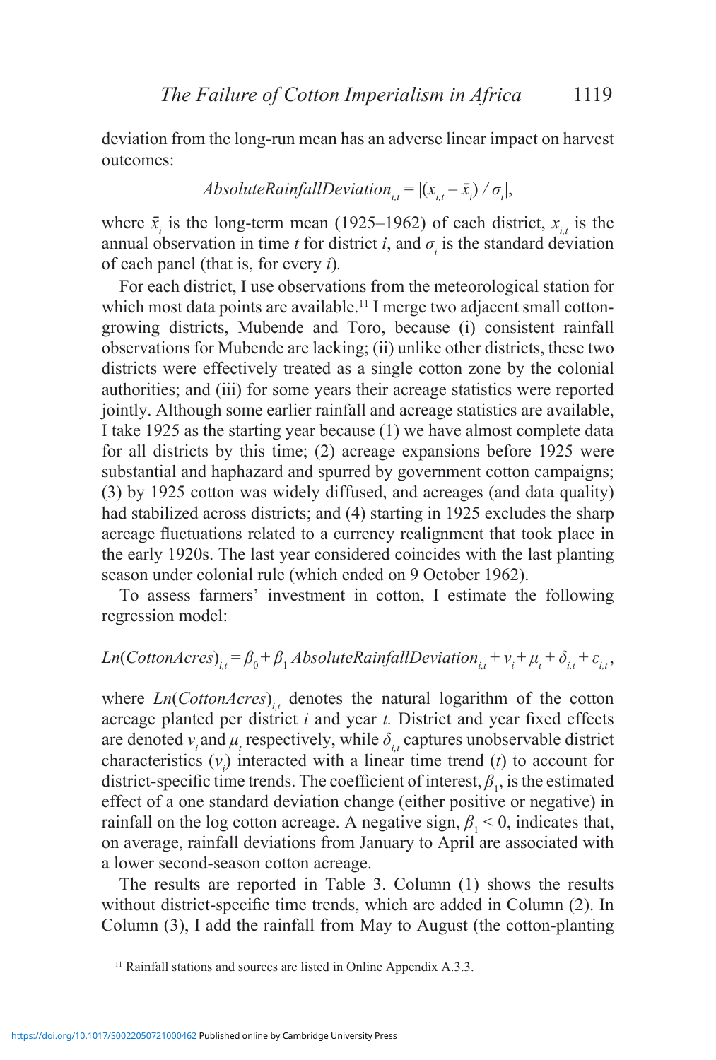deviation from the long-run mean has an adverse linear impact on harvest outcomes:

$$AbsoluteRainfallDeviation_{i,t} = |(x_{i,t} - \bar{x}_i) / \sigma_i|,$$

where $\bar{x}_i$ is the long-term mean (1925–1962) of each district, $x_{i,t}$ is the annual observation in time $t$ for district $i$, and $\sigma_i$ is the standard deviation of each panel (that is, for every $i$).

For each district, I use observations from the meteorological station for which most data points are available.[11] I merge two adjacent small cotton-growing districts, Mubende and Toro, because (i) consistent rainfall observations for Mubende are lacking; (ii) unlike other districts, these two districts were effectively treated as a single cotton zone by the colonial authorities; and (iii) for some years their acreage statistics were reported jointly. Although some earlier rainfall and acreage statistics are available, I take 1925 as the starting year because (1) we have almost complete data for all districts by this time; (2) acreage expansions before 1925 were substantial and haphazard and spurred by government cotton campaigns; (3) by 1925 cotton was widely diffused, and acreages (and data quality) had stabilized across districts; and (4) starting in 1925 excludes the sharp acreage fluctuations related to a currency realignment that took place in the early 1920s. The last year considered coincides with the last planting season under colonial rule (which ended on 9 October 1962).

To assess farmers' investment in cotton, I estimate the following regression model:

$$Ln(CottonAcres)_{i,t} = \beta_0 + \beta_1\, AbsoluteRainfallDeviation_{i,t} + v_i + \mu_t + \delta_{i,t} + \varepsilon_{i,t},$$

where $Ln(CottonAcres)_{i,t}$ denotes the natural logarithm of the cotton acreage planted per district $i$ and year $t$. District and year fixed effects are denoted $v_i$ and $\mu_t$ respectively, while $\delta_{i,t}$ captures unobservable district characteristics ($v_i$) interacted with a linear time trend ($t$) to account for district-specific time trends. The coefficient of interest, $\beta_1$, is the estimated effect of a one standard deviation change (either positive or negative) in rainfall on the log cotton acreage. A negative sign, $\beta_1 < 0$, indicates that, on average, rainfall deviations from January to April are associated with a lower second-season cotton acreage.

The results are reported in Table 3. Column (1) shows the results without district-specific time trends, which are added in Column (2). In Column (3), I add the rainfall from May to August (the cotton-planting

[11] Rainfall stations and sources are listed in Online Appendix A.3.3.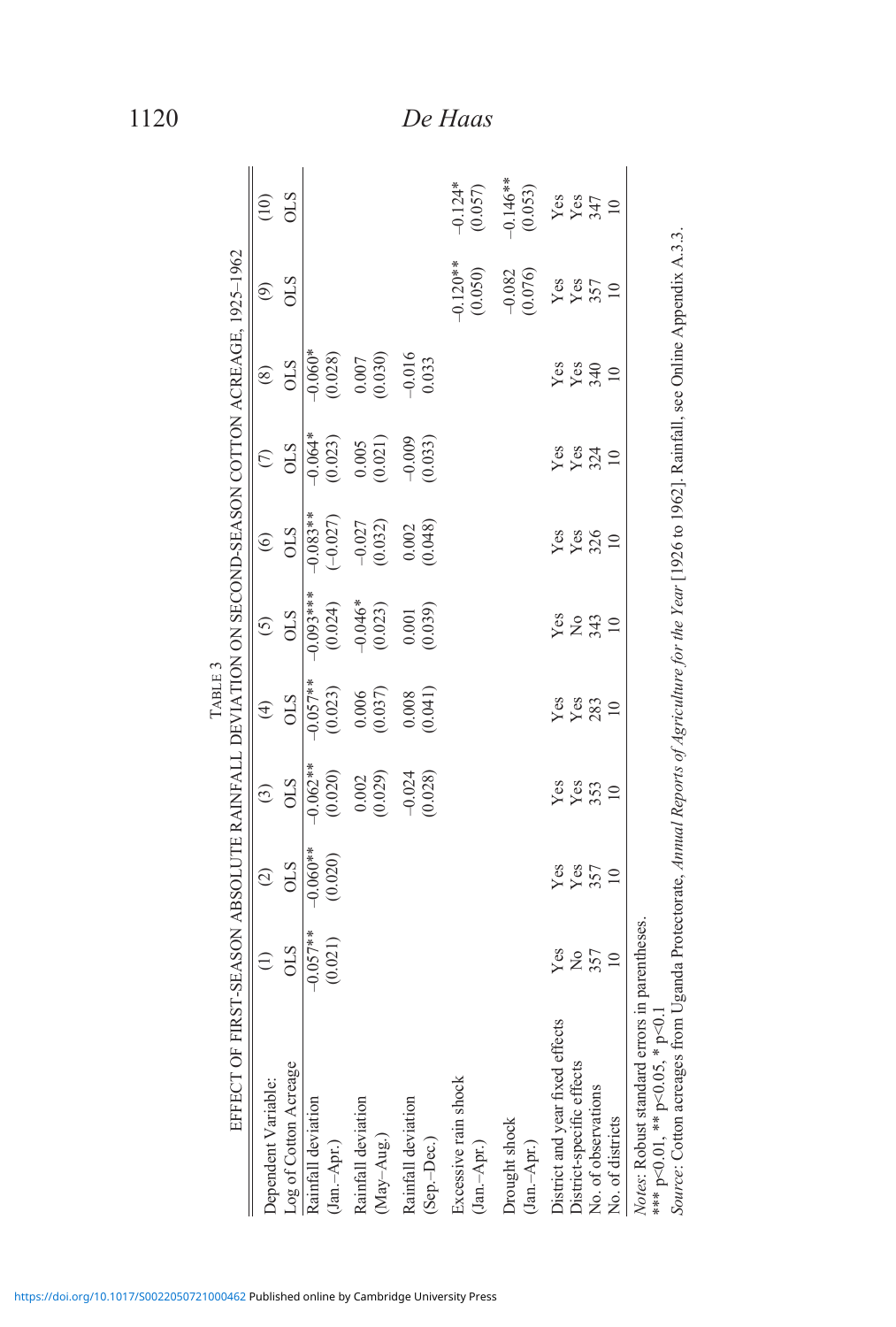TABLE 3

EFFECT OF FIRST-SEASON ABSOLUTE RAINFALL DEVIATION ON SECOND-SEASON COTTON ACREAGE, 1925–1962

| Dependent Variable: Log of Cotton Acreage | (1) OLS | (2) OLS | (3) OLS | (4) OLS | (5) OLS | (6) OLS | (7) OLS | (8) OLS | (9) OLS | (10) OLS |
|---|---|---|---|---|---|---|---|---|---|---|
| Rainfall deviation (Jan.–Apr.) | −0.057** | −0.060** | −0.062** | −0.057** | −0.093*** | −0.083** | −0.064* | −0.060* | | |
| | (0.021) | (0.020) | (0.020) | (0.023) | (0.024) | (−0.027) | (0.023) | (0.028) | | |
| Rainfall deviation (May–Aug.) | | | 0.002 | 0.006 | −0.046* | −0.027 | 0.005 | 0.007 | | |
| | | | (0.029) | (0.037) | (0.023) | (0.032) | (0.021) | (0.030) | | |
| Rainfall deviation (Sep.–Dec.) | | | −0.024 | 0.008 | 0.001 | 0.002 | −0.009 | −0.016 | | |
| | | | (0.028) | (0.041) | (0.039) | (0.048) | (0.033) | 0.033 | | |
| Excessive rain shock (Jan.–Apr.) | | | | | | | | | −0.120** | −0.124* |
| | | | | | | | | | (0.050) | (0.057) |
| Drought shock (Jan.–Apr.) | | | | | | | | | −0.082 | −0.146** |
| | | | | | | | | | (0.076) | (0.053) |
| District and year fixed effects | Yes | Yes | Yes | Yes | Yes | Yes | Yes | Yes | Yes | Yes |
| District-specific effects | No | Yes | Yes | Yes | No | Yes | Yes | Yes | Yes | Yes |
| No. of observations | 357 | 357 | 353 | 283 | 343 | 326 | 324 | 340 | 357 | 347 |
| No. of districts | 10 | 10 | 10 | 10 | 10 | 10 | 10 | 10 | 10 | 10 |

*Notes*: Robust standard errors in parentheses.
*** p<0.01, ** p<0.05, * p<0.1
*Source*: Cotton acreages from Uganda Protectorate, *Annual Reports of Agriculture for the Year* [1926 to 1962]. Rainfall, see Online Appendix A.3.3.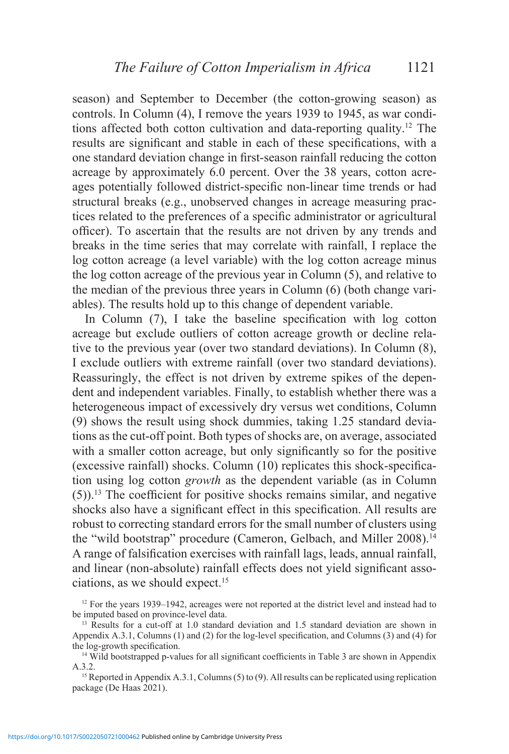season) and September to December (the cotton-growing season) as controls. In Column (4), I remove the years 1939 to 1945, as war conditions affected both cotton cultivation and data-reporting quality.[12] The results are significant and stable in each of these specifications, with a one standard deviation change in first-season rainfall reducing the cotton acreage by approximately 6.0 percent. Over the 38 years, cotton acreages potentially followed district-specific non-linear time trends or had structural breaks (e.g., unobserved changes in acreage measuring practices related to the preferences of a specific administrator or agricultural officer). To ascertain that the results are not driven by any trends and breaks in the time series that may correlate with rainfall, I replace the log cotton acreage (a level variable) with the log cotton acreage minus the log cotton acreage of the previous year in Column (5), and relative to the median of the previous three years in Column (6) (both change variables). The results hold up to this change of dependent variable.

In Column (7), I take the baseline specification with log cotton acreage but exclude outliers of cotton acreage growth or decline relative to the previous year (over two standard deviations). In Column (8), I exclude outliers with extreme rainfall (over two standard deviations). Reassuringly, the effect is not driven by extreme spikes of the dependent and independent variables. Finally, to establish whether there was a heterogeneous impact of excessively dry versus wet conditions, Column (9) shows the result using shock dummies, taking 1.25 standard deviations as the cut-off point. Both types of shocks are, on average, associated with a smaller cotton acreage, but only significantly so for the positive (excessive rainfall) shocks. Column (10) replicates this shock-specification using log cotton *growth* as the dependent variable (as in Column (5)).[13] The coefficient for positive shocks remains similar, and negative shocks also have a significant effect in this specification. All results are robust to correcting standard errors for the small number of clusters using the "wild bootstrap" procedure (Cameron, Gelbach, and Miller 2008).[14] A range of falsification exercises with rainfall lags, leads, annual rainfall, and linear (non-absolute) rainfall effects does not yield significant associations, as we should expect.[15]

[12] For the years 1939–1942, acreages were not reported at the district level and instead had to be imputed based on province-level data.

[13] Results for a cut-off at 1.0 standard deviation and 1.5 standard deviation are shown in Appendix A.3.1, Columns (1) and (2) for the log-level specification, and Columns (3) and (4) for the log-growth specification.

[14] Wild bootstrapped p-values for all significant coefficients in Table 3 are shown in Appendix A.3.2.

[15] Reported in Appendix A.3.1, Columns (5) to (9). All results can be replicated using replication package (De Haas 2021).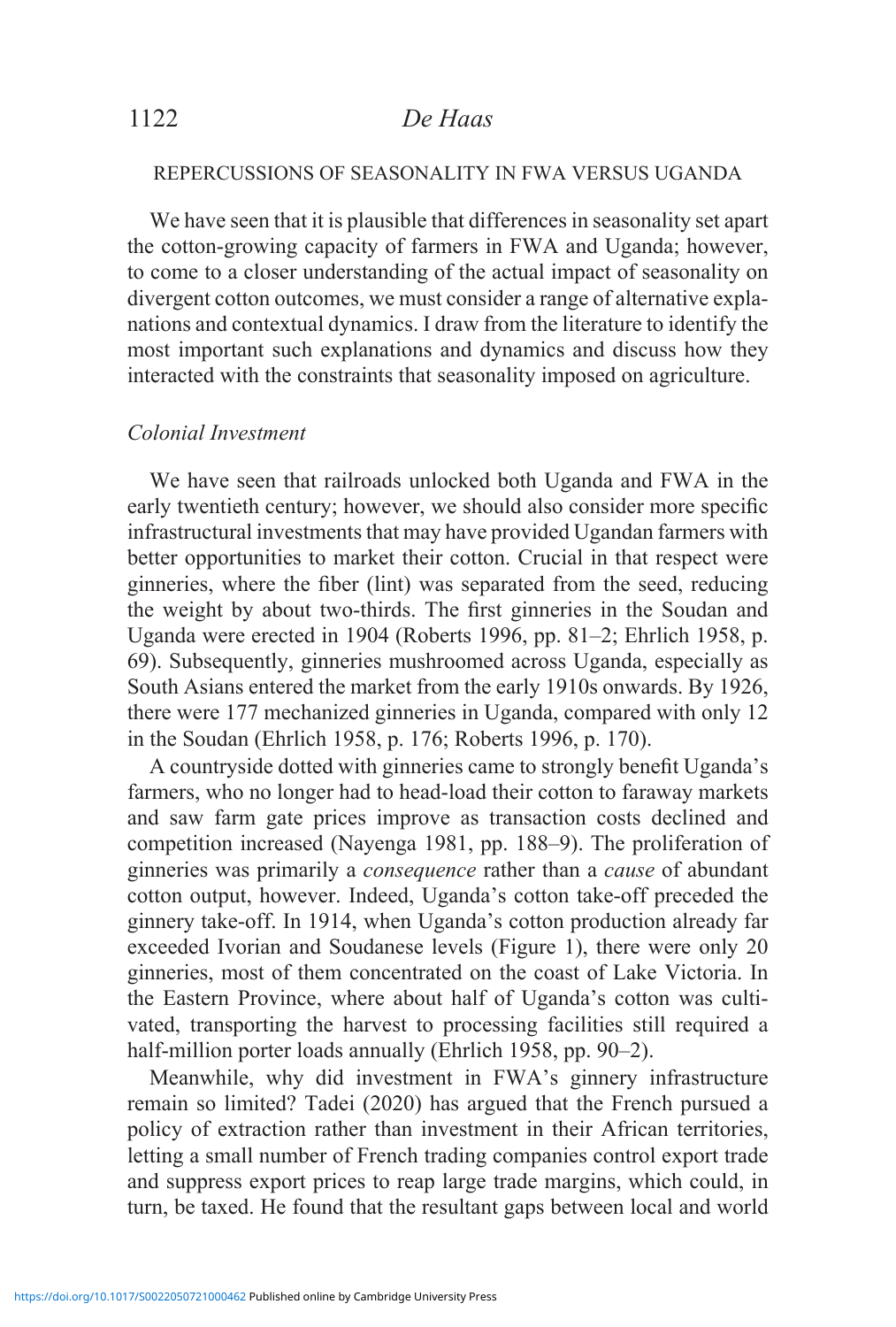## REPERCUSSIONS OF SEASONALITY IN FWA VERSUS UGANDA

We have seen that it is plausible that differences in seasonality set apart the cotton-growing capacity of farmers in FWA and Uganda; however, to come to a closer understanding of the actual impact of seasonality on divergent cotton outcomes, we must consider a range of alternative explanations and contextual dynamics. I draw from the literature to identify the most important such explanations and dynamics and discuss how they interacted with the constraints that seasonality imposed on agriculture.

### *Colonial Investment*

We have seen that railroads unlocked both Uganda and FWA in the early twentieth century; however, we should also consider more specific infrastructural investments that may have provided Ugandan farmers with better opportunities to market their cotton. Crucial in that respect were ginneries, where the fiber (lint) was separated from the seed, reducing the weight by about two-thirds. The first ginneries in the Soudan and Uganda were erected in 1904 (Roberts 1996, pp. 81–2; Ehrlich 1958, p. 69). Subsequently, ginneries mushroomed across Uganda, especially as South Asians entered the market from the early 1910s onwards. By 1926, there were 177 mechanized ginneries in Uganda, compared with only 12 in the Soudan (Ehrlich 1958, p. 176; Roberts 1996, p. 170).

A countryside dotted with ginneries came to strongly benefit Uganda's farmers, who no longer had to head-load their cotton to faraway markets and saw farm gate prices improve as transaction costs declined and competition increased (Nayenga 1981, pp. 188–9). The proliferation of ginneries was primarily a *consequence* rather than a *cause* of abundant cotton output, however. Indeed, Uganda's cotton take-off preceded the ginnery take-off. In 1914, when Uganda's cotton production already far exceeded Ivorian and Soudanese levels (Figure 1), there were only 20 ginneries, most of them concentrated on the coast of Lake Victoria. In the Eastern Province, where about half of Uganda's cotton was cultivated, transporting the harvest to processing facilities still required a half-million porter loads annually (Ehrlich 1958, pp. 90–2).

Meanwhile, why did investment in FWA's ginnery infrastructure remain so limited? Tadei (2020) has argued that the French pursued a policy of extraction rather than investment in their African territories, letting a small number of French trading companies control export trade and suppress export prices to reap large trade margins, which could, in turn, be taxed. He found that the resultant gaps between local and world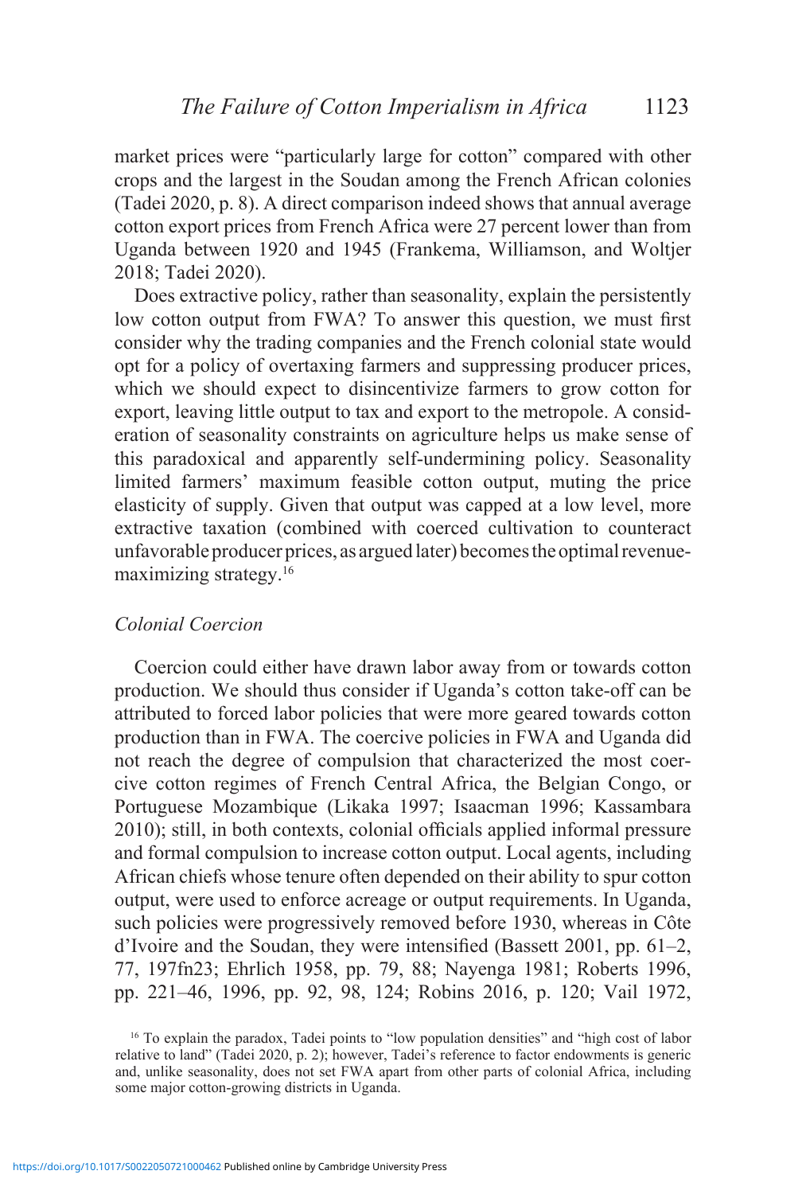market prices were "particularly large for cotton" compared with other crops and the largest in the Soudan among the French African colonies (Tadei 2020, p. 8). A direct comparison indeed shows that annual average cotton export prices from French Africa were 27 percent lower than from Uganda between 1920 and 1945 (Frankema, Williamson, and Woltjer 2018; Tadei 2020).

Does extractive policy, rather than seasonality, explain the persistently low cotton output from FWA? To answer this question, we must first consider why the trading companies and the French colonial state would opt for a policy of overtaxing farmers and suppressing producer prices, which we should expect to disincentivize farmers to grow cotton for export, leaving little output to tax and export to the metropole. A consideration of seasonality constraints on agriculture helps us make sense of this paradoxical and apparently self-undermining policy. Seasonality limited farmers' maximum feasible cotton output, muting the price elasticity of supply. Given that output was capped at a low level, more extractive taxation (combined with coerced cultivation to counteract unfavorable producer prices, as argued later) becomes the optimal revenue-maximizing strategy.[16]

### *Colonial Coercion*

Coercion could either have drawn labor away from or towards cotton production. We should thus consider if Uganda's cotton take-off can be attributed to forced labor policies that were more geared towards cotton production than in FWA. The coercive policies in FWA and Uganda did not reach the degree of compulsion that characterized the most coercive cotton regimes of French Central Africa, the Belgian Congo, or Portuguese Mozambique (Likaka 1997; Isaacman 1996; Kassambara 2010); still, in both contexts, colonial officials applied informal pressure and formal compulsion to increase cotton output. Local agents, including African chiefs whose tenure often depended on their ability to spur cotton output, were used to enforce acreage or output requirements. In Uganda, such policies were progressively removed before 1930, whereas in Côte d'Ivoire and the Soudan, they were intensified (Bassett 2001, pp. 61–2, 77, 197fn23; Ehrlich 1958, pp. 79, 88; Nayenga 1981; Roberts 1996, pp. 221–46, 1996, pp. 92, 98, 124; Robins 2016, p. 120; Vail 1972,

[16] To explain the paradox, Tadei points to "low population densities" and "high cost of labor relative to land" (Tadei 2020, p. 2); however, Tadei's reference to factor endowments is generic and, unlike seasonality, does not set FWA apart from other parts of colonial Africa, including some major cotton-growing districts in Uganda.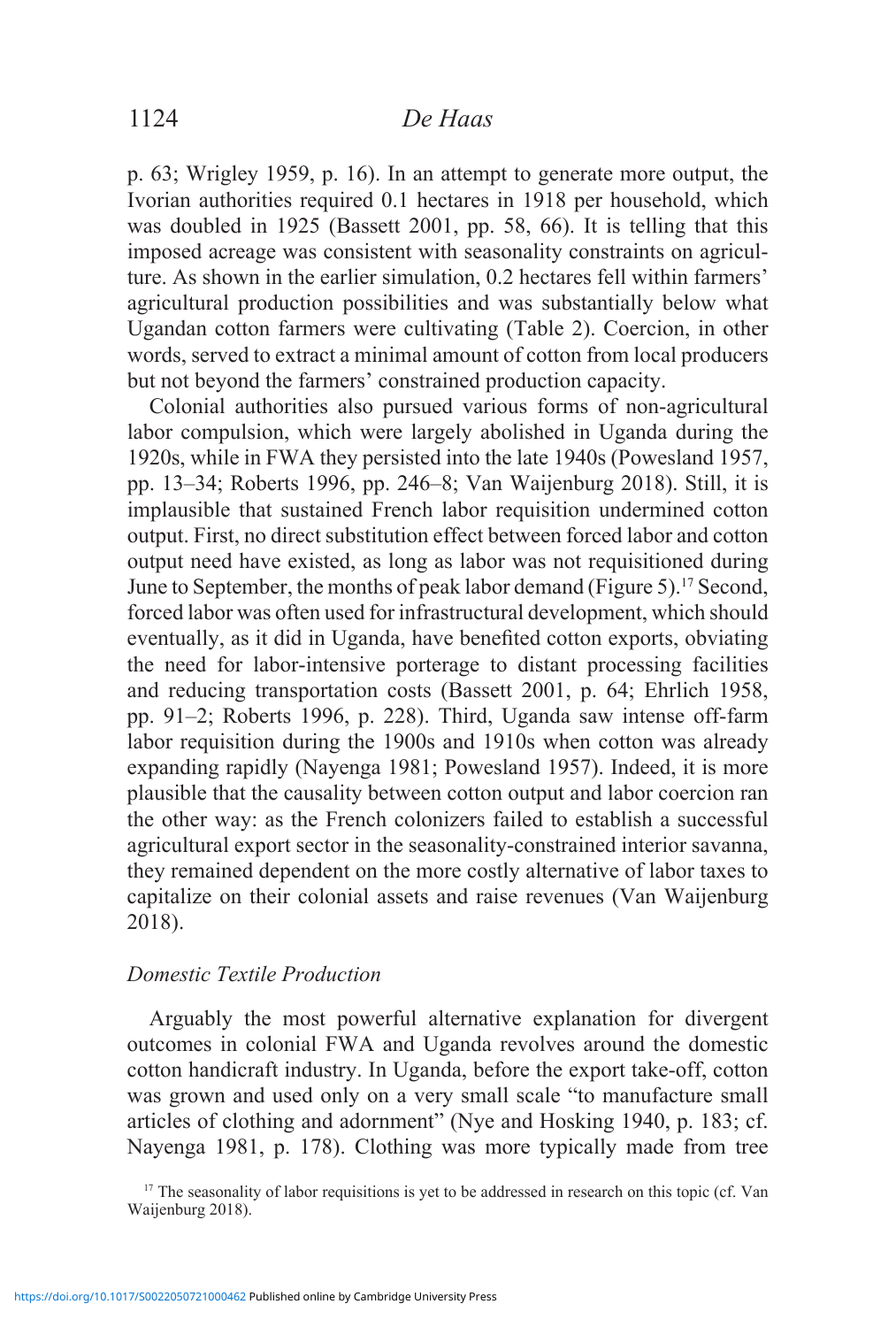p. 63; Wrigley 1959, p. 16). In an attempt to generate more output, the Ivorian authorities required 0.1 hectares in 1918 per household, which was doubled in 1925 (Bassett 2001, pp. 58, 66). It is telling that this imposed acreage was consistent with seasonality constraints on agriculture. As shown in the earlier simulation, 0.2 hectares fell within farmers' agricultural production possibilities and was substantially below what Ugandan cotton farmers were cultivating (Table 2). Coercion, in other words, served to extract a minimal amount of cotton from local producers but not beyond the farmers' constrained production capacity.

Colonial authorities also pursued various forms of non-agricultural labor compulsion, which were largely abolished in Uganda during the 1920s, while in FWA they persisted into the late 1940s (Powesland 1957, pp. 13–34; Roberts 1996, pp. 246–8; Van Waijenburg 2018). Still, it is implausible that sustained French labor requisition undermined cotton output. First, no direct substitution effect between forced labor and cotton output need have existed, as long as labor was not requisitioned during June to September, the months of peak labor demand (Figure 5).[17] Second, forced labor was often used for infrastructural development, which should eventually, as it did in Uganda, have benefited cotton exports, obviating the need for labor-intensive porterage to distant processing facilities and reducing transportation costs (Bassett 2001, p. 64; Ehrlich 1958, pp. 91–2; Roberts 1996, p. 228). Third, Uganda saw intense off-farm labor requisition during the 1900s and 1910s when cotton was already expanding rapidly (Nayenga 1981; Powesland 1957). Indeed, it is more plausible that the causality between cotton output and labor coercion ran the other way: as the French colonizers failed to establish a successful agricultural export sector in the seasonality-constrained interior savanna, they remained dependent on the more costly alternative of labor taxes to capitalize on their colonial assets and raise revenues (Van Waijenburg 2018).

### *Domestic Textile Production*

Arguably the most powerful alternative explanation for divergent outcomes in colonial FWA and Uganda revolves around the domestic cotton handicraft industry. In Uganda, before the export take-off, cotton was grown and used only on a very small scale "to manufacture small articles of clothing and adornment" (Nye and Hosking 1940, p. 183; cf. Nayenga 1981, p. 178). Clothing was more typically made from tree

[17] The seasonality of labor requisitions is yet to be addressed in research on this topic (cf. Van Waijenburg 2018).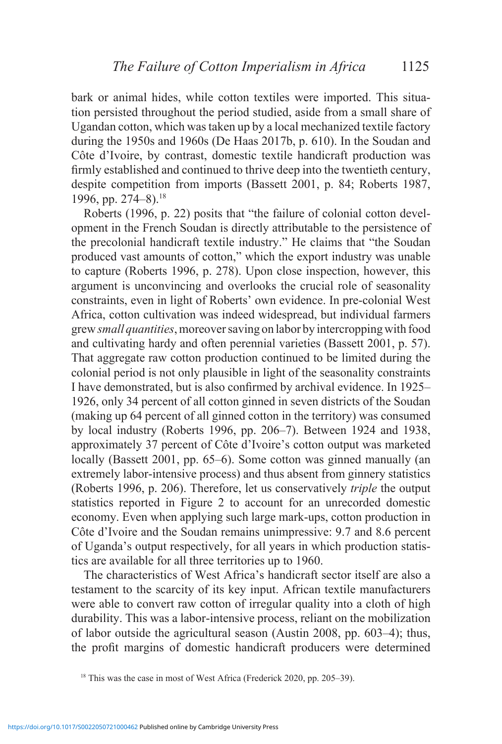bark or animal hides, while cotton textiles were imported. This situation persisted throughout the period studied, aside from a small share of Ugandan cotton, which was taken up by a local mechanized textile factory during the 1950s and 1960s (De Haas 2017b, p. 610). In the Soudan and Côte d'Ivoire, by contrast, domestic textile handicraft production was firmly established and continued to thrive deep into the twentieth century, despite competition from imports (Bassett 2001, p. 84; Roberts 1987, 1996, pp. 274–8).[18]

Roberts (1996, p. 22) posits that "the failure of colonial cotton development in the French Soudan is directly attributable to the persistence of the precolonial handicraft textile industry." He claims that "the Soudan produced vast amounts of cotton," which the export industry was unable to capture (Roberts 1996, p. 278). Upon close inspection, however, this argument is unconvincing and overlooks the crucial role of seasonality constraints, even in light of Roberts' own evidence. In pre-colonial West Africa, cotton cultivation was indeed widespread, but individual farmers grew *small quantities*, moreover saving on labor by intercropping with food and cultivating hardy and often perennial varieties (Bassett 2001, p. 57). That aggregate raw cotton production continued to be limited during the colonial period is not only plausible in light of the seasonality constraints I have demonstrated, but is also confirmed by archival evidence. In 1925–1926, only 34 percent of all cotton ginned in seven districts of the Soudan (making up 64 percent of all ginned cotton in the territory) was consumed by local industry (Roberts 1996, pp. 206–7). Between 1924 and 1938, approximately 37 percent of Côte d'Ivoire's cotton output was marketed locally (Bassett 2001, pp. 65–6). Some cotton was ginned manually (an extremely labor-intensive process) and thus absent from ginnery statistics (Roberts 1996, p. 206). Therefore, let us conservatively *triple* the output statistics reported in Figure 2 to account for an unrecorded domestic economy. Even when applying such large mark-ups, cotton production in Côte d'Ivoire and the Soudan remains unimpressive: 9.7 and 8.6 percent of Uganda's output respectively, for all years in which production statistics are available for all three territories up to 1960.

The characteristics of West Africa's handicraft sector itself are also a testament to the scarcity of its key input. African textile manufacturers were able to convert raw cotton of irregular quality into a cloth of high durability. This was a labor-intensive process, reliant on the mobilization of labor outside the agricultural season (Austin 2008, pp. 603–4); thus, the profit margins of domestic handicraft producers were determined

[18] This was the case in most of West Africa (Frederick 2020, pp. 205–39).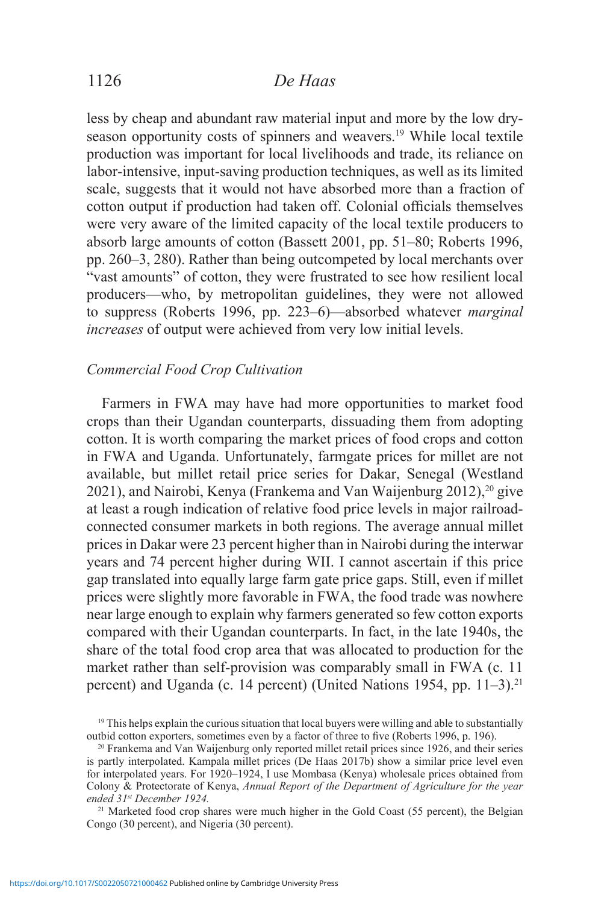less by cheap and abundant raw material input and more by the low dry-season opportunity costs of spinners and weavers.[19] While local textile production was important for local livelihoods and trade, its reliance on labor-intensive, input-saving production techniques, as well as its limited scale, suggests that it would not have absorbed more than a fraction of cotton output if production had taken off. Colonial officials themselves were very aware of the limited capacity of the local textile producers to absorb large amounts of cotton (Bassett 2001, pp. 51–80; Roberts 1996, pp. 260–3, 280). Rather than being outcompeted by local merchants over "vast amounts" of cotton, they were frustrated to see how resilient local producers—who, by metropolitan guidelines, they were not allowed to suppress (Roberts 1996, pp. 223–6)—absorbed whatever *marginal increases* of output were achieved from very low initial levels.

### *Commercial Food Crop Cultivation*

Farmers in FWA may have had more opportunities to market food crops than their Ugandan counterparts, dissuading them from adopting cotton. It is worth comparing the market prices of food crops and cotton in FWA and Uganda. Unfortunately, farmgate prices for millet are not available, but millet retail price series for Dakar, Senegal (Westland 2021), and Nairobi, Kenya (Frankema and Van Waijenburg 2012),[20] give at least a rough indication of relative food price levels in major railroad-connected consumer markets in both regions. The average annual millet prices in Dakar were 23 percent higher than in Nairobi during the interwar years and 74 percent higher during WII. I cannot ascertain if this price gap translated into equally large farm gate price gaps. Still, even if millet prices were slightly more favorable in FWA, the food trade was nowhere near large enough to explain why farmers generated so few cotton exports compared with their Ugandan counterparts. In fact, in the late 1940s, the share of the total food crop area that was allocated to production for the market rather than self-provision was comparably small in FWA (c. 11 percent) and Uganda (c. 14 percent) (United Nations 1954, pp. 11–3).[21]

---

[19] This helps explain the curious situation that local buyers were willing and able to substantially outbid cotton exporters, sometimes even by a factor of three to five (Roberts 1996, p. 196).

[20] Frankema and Van Waijenburg only reported millet retail prices since 1926, and their series is partly interpolated. Kampala millet prices (De Haas 2017b) show a similar price level even for interpolated years. For 1920–1924, I use Mombasa (Kenya) wholesale prices obtained from Colony & Protectorate of Kenya, *Annual Report of the Department of Agriculture for the year ended 31st December 1924.*

[21] Marketed food crop shares were much higher in the Gold Coast (55 percent), the Belgian Congo (30 percent), and Nigeria (30 percent).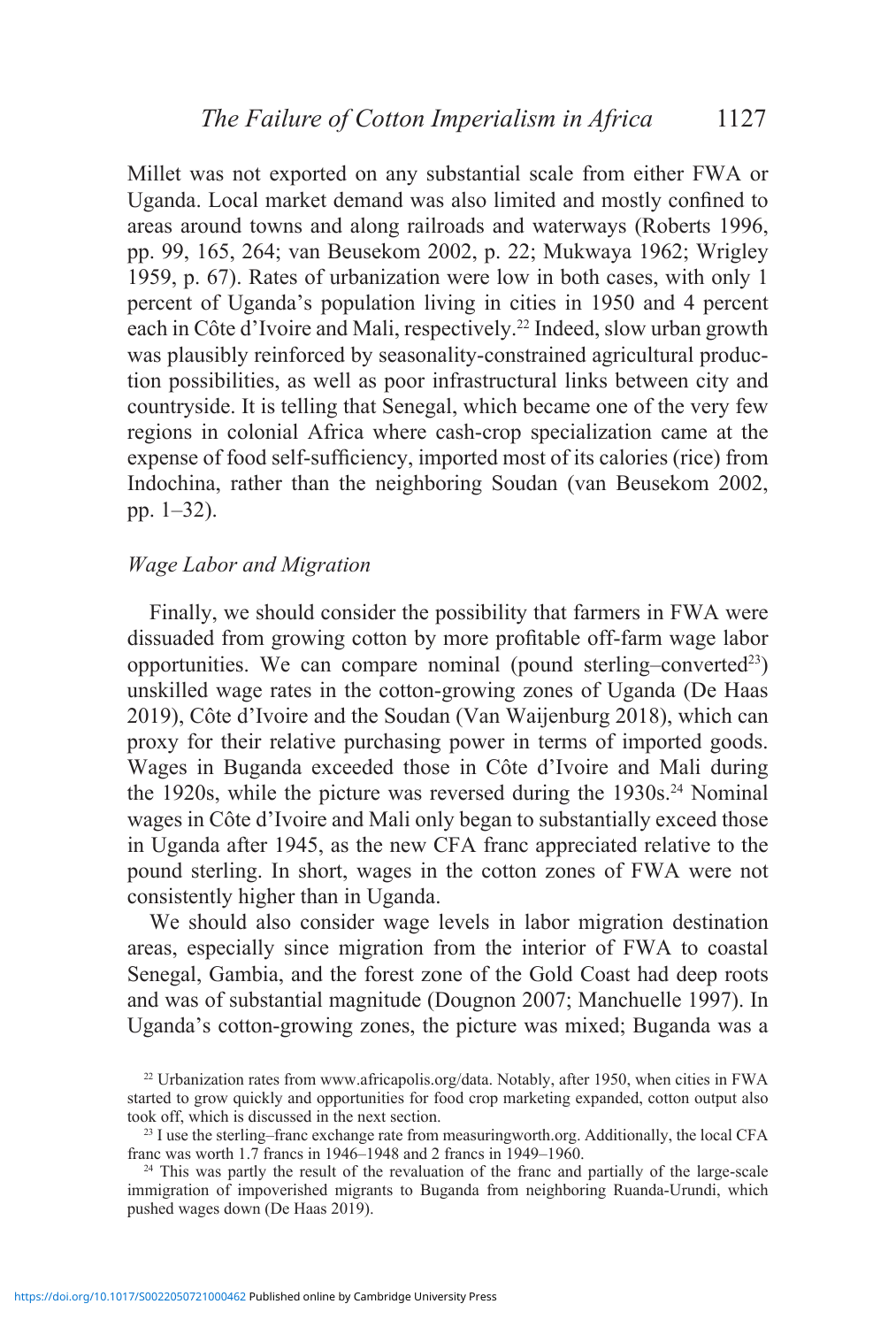Millet was not exported on any substantial scale from either FWA or Uganda. Local market demand was also limited and mostly confined to areas around towns and along railroads and waterways (Roberts 1996, pp. 99, 165, 264; van Beusekom 2002, p. 22; Mukwaya 1962; Wrigley 1959, p. 67). Rates of urbanization were low in both cases, with only 1 percent of Uganda's population living in cities in 1950 and 4 percent each in Côte d'Ivoire and Mali, respectively.[22] Indeed, slow urban growth was plausibly reinforced by seasonality-constrained agricultural production possibilities, as well as poor infrastructural links between city and countryside. It is telling that Senegal, which became one of the very few regions in colonial Africa where cash-crop specialization came at the expense of food self-sufficiency, imported most of its calories (rice) from Indochina, rather than the neighboring Soudan (van Beusekom 2002, pp. 1–32).

### *Wage Labor and Migration*

Finally, we should consider the possibility that farmers in FWA were dissuaded from growing cotton by more profitable off-farm wage labor opportunities. We can compare nominal (pound sterling–converted[23]) unskilled wage rates in the cotton-growing zones of Uganda (De Haas 2019), Côte d'Ivoire and the Soudan (Van Waijenburg 2018), which can proxy for their relative purchasing power in terms of imported goods. Wages in Buganda exceeded those in Côte d'Ivoire and Mali during the 1920s, while the picture was reversed during the 1930s.[24] Nominal wages in Côte d'Ivoire and Mali only began to substantially exceed those in Uganda after 1945, as the new CFA franc appreciated relative to the pound sterling. In short, wages in the cotton zones of FWA were not consistently higher than in Uganda.

We should also consider wage levels in labor migration destination areas, especially since migration from the interior of FWA to coastal Senegal, Gambia, and the forest zone of the Gold Coast had deep roots and was of substantial magnitude (Dougnon 2007; Manchuelle 1997). In Uganda's cotton-growing zones, the picture was mixed; Buganda was a

[22] Urbanization rates from www.africapolis.org/data. Notably, after 1950, when cities in FWA started to grow quickly and opportunities for food crop marketing expanded, cotton output also took off, which is discussed in the next section.

[23] I use the sterling–franc exchange rate from measuringworth.org. Additionally, the local CFA franc was worth 1.7 francs in 1946–1948 and 2 francs in 1949–1960.

[24] This was partly the result of the revaluation of the franc and partially of the large-scale immigration of impoverished migrants to Buganda from neighboring Ruanda-Urundi, which pushed wages down (De Haas 2019).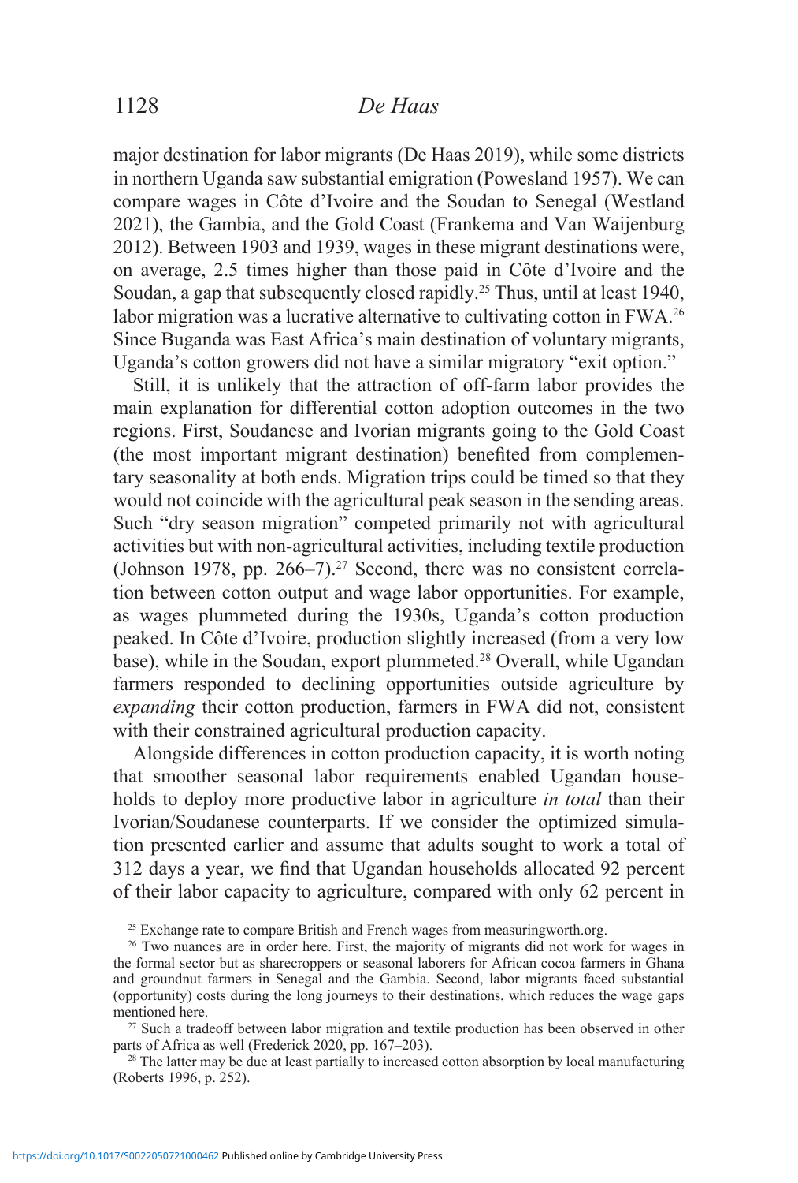major destination for labor migrants (De Haas 2019), while some districts in northern Uganda saw substantial emigration (Powesland 1957). We can compare wages in Côte d'Ivoire and the Soudan to Senegal (Westland 2021), the Gambia, and the Gold Coast (Frankema and Van Waijenburg 2012). Between 1903 and 1939, wages in these migrant destinations were, on average, 2.5 times higher than those paid in Côte d'Ivoire and the Soudan, a gap that subsequently closed rapidly.[25] Thus, until at least 1940, labor migration was a lucrative alternative to cultivating cotton in FWA.[26] Since Buganda was East Africa's main destination of voluntary migrants, Uganda's cotton growers did not have a similar migratory "exit option."

Still, it is unlikely that the attraction of off-farm labor provides the main explanation for differential cotton adoption outcomes in the two regions. First, Soudanese and Ivorian migrants going to the Gold Coast (the most important migrant destination) benefited from complementary seasonality at both ends. Migration trips could be timed so that they would not coincide with the agricultural peak season in the sending areas. Such "dry season migration" competed primarily not with agricultural activities but with non-agricultural activities, including textile production (Johnson 1978, pp. 266–7).[27] Second, there was no consistent correlation between cotton output and wage labor opportunities. For example, as wages plummeted during the 1930s, Uganda's cotton production peaked. In Côte d'Ivoire, production slightly increased (from a very low base), while in the Soudan, export plummeted.[28] Overall, while Ugandan farmers responded to declining opportunities outside agriculture by *expanding* their cotton production, farmers in FWA did not, consistent with their constrained agricultural production capacity.

Alongside differences in cotton production capacity, it is worth noting that smoother seasonal labor requirements enabled Ugandan households to deploy more productive labor in agriculture *in total* than their Ivorian/Soudanese counterparts. If we consider the optimized simulation presented earlier and assume that adults sought to work a total of 312 days a year, we find that Ugandan households allocated 92 percent of their labor capacity to agriculture, compared with only 62 percent in

[25] Exchange rate to compare British and French wages from measuringworth.org.

[26] Two nuances are in order here. First, the majority of migrants did not work for wages in the formal sector but as sharecroppers or seasonal laborers for African cocoa farmers in Ghana and groundnut farmers in Senegal and the Gambia. Second, labor migrants faced substantial (opportunity) costs during the long journeys to their destinations, which reduces the wage gaps mentioned here.

[27] Such a tradeoff between labor migration and textile production has been observed in other parts of Africa as well (Frederick 2020, pp. 167–203).

[28] The latter may be due at least partially to increased cotton absorption by local manufacturing (Roberts 1996, p. 252).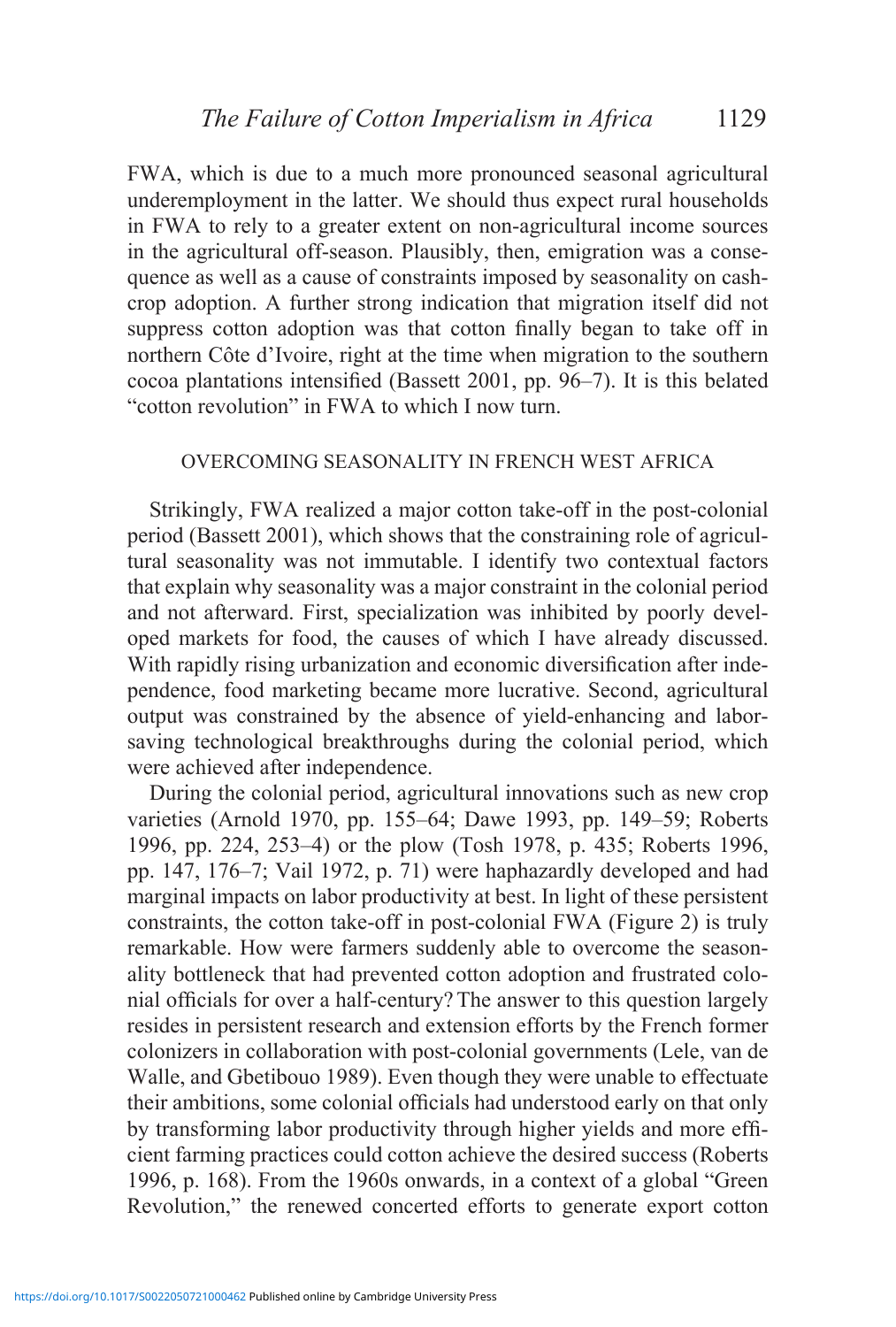FWA, which is due to a much more pronounced seasonal agricultural underemployment in the latter. We should thus expect rural households in FWA to rely to a greater extent on non-agricultural income sources in the agricultural off-season. Plausibly, then, emigration was a consequence as well as a cause of constraints imposed by seasonality on cash-crop adoption. A further strong indication that migration itself did not suppress cotton adoption was that cotton finally began to take off in northern Côte d'Ivoire, right at the time when migration to the southern cocoa plantations intensified (Bassett 2001, pp. 96–7). It is this belated "cotton revolution" in FWA to which I now turn.

## OVERCOMING SEASONALITY IN FRENCH WEST AFRICA

Strikingly, FWA realized a major cotton take-off in the post-colonial period (Bassett 2001), which shows that the constraining role of agricultural seasonality was not immutable. I identify two contextual factors that explain why seasonality was a major constraint in the colonial period and not afterward. First, specialization was inhibited by poorly developed markets for food, the causes of which I have already discussed. With rapidly rising urbanization and economic diversification after independence, food marketing became more lucrative. Second, agricultural output was constrained by the absence of yield-enhancing and labor-saving technological breakthroughs during the colonial period, which were achieved after independence.

During the colonial period, agricultural innovations such as new crop varieties (Arnold 1970, pp. 155–64; Dawe 1993, pp. 149–59; Roberts 1996, pp. 224, 253–4) or the plow (Tosh 1978, p. 435; Roberts 1996, pp. 147, 176–7; Vail 1972, p. 71) were haphazardly developed and had marginal impacts on labor productivity at best. In light of these persistent constraints, the cotton take-off in post-colonial FWA (Figure 2) is truly remarkable. How were farmers suddenly able to overcome the seasonality bottleneck that had prevented cotton adoption and frustrated colonial officials for over a half-century? The answer to this question largely resides in persistent research and extension efforts by the French former colonizers in collaboration with post-colonial governments (Lele, van de Walle, and Gbetibouo 1989). Even though they were unable to effectuate their ambitions, some colonial officials had understood early on that only by transforming labor productivity through higher yields and more efficient farming practices could cotton achieve the desired success (Roberts 1996, p. 168). From the 1960s onwards, in a context of a global "Green Revolution," the renewed concerted efforts to generate export cotton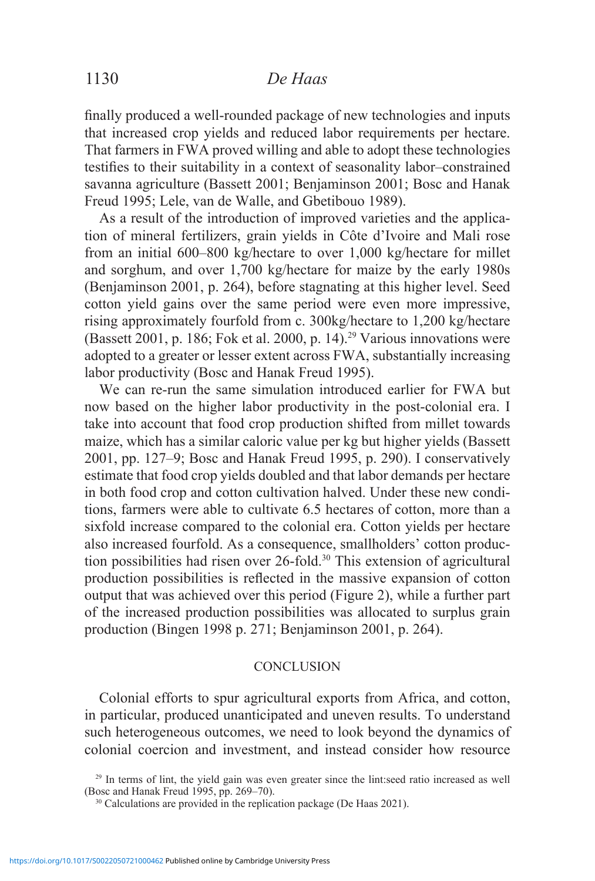finally produced a well-rounded package of new technologies and inputs that increased crop yields and reduced labor requirements per hectare. That farmers in FWA proved willing and able to adopt these technologies testifies to their suitability in a context of seasonality labor–constrained savanna agriculture (Bassett 2001; Benjaminson 2001; Bosc and Hanak Freud 1995; Lele, van de Walle, and Gbetibouo 1989).

As a result of the introduction of improved varieties and the application of mineral fertilizers, grain yields in Côte d'Ivoire and Mali rose from an initial 600–800 kg/hectare to over 1,000 kg/hectare for millet and sorghum, and over 1,700 kg/hectare for maize by the early 1980s (Benjaminson 2001, p. 264), before stagnating at this higher level. Seed cotton yield gains over the same period were even more impressive, rising approximately fourfold from c. 300kg/hectare to 1,200 kg/hectare (Bassett 2001, p. 186; Fok et al. 2000, p. 14).[29] Various innovations were adopted to a greater or lesser extent across FWA, substantially increasing labor productivity (Bosc and Hanak Freud 1995).

We can re-run the same simulation introduced earlier for FWA but now based on the higher labor productivity in the post-colonial era. I take into account that food crop production shifted from millet towards maize, which has a similar caloric value per kg but higher yields (Bassett 2001, pp. 127–9; Bosc and Hanak Freud 1995, p. 290). I conservatively estimate that food crop yields doubled and that labor demands per hectare in both food crop and cotton cultivation halved. Under these new conditions, farmers were able to cultivate 6.5 hectares of cotton, more than a sixfold increase compared to the colonial era. Cotton yields per hectare also increased fourfold. As a consequence, smallholders' cotton production possibilities had risen over 26-fold.[30] This extension of agricultural production possibilities is reflected in the massive expansion of cotton output that was achieved over this period (Figure 2), while a further part of the increased production possibilities was allocated to surplus grain production (Bingen 1998 p. 271; Benjaminson 2001, p. 264).

## CONCLUSION

Colonial efforts to spur agricultural exports from Africa, and cotton, in particular, produced unanticipated and uneven results. To understand such heterogeneous outcomes, we need to look beyond the dynamics of colonial coercion and investment, and instead consider how resource

[29] In terms of lint, the yield gain was even greater since the lint:seed ratio increased as well (Bosc and Hanak Freud 1995, pp. 269–70).

[30] Calculations are provided in the replication package (De Haas 2021).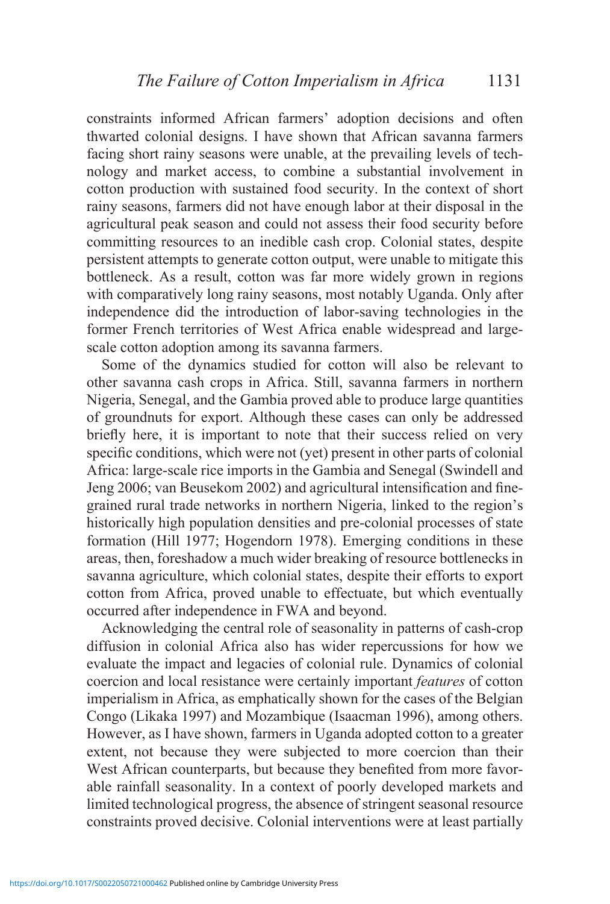constraints informed African farmers' adoption decisions and often thwarted colonial designs. I have shown that African savanna farmers facing short rainy seasons were unable, at the prevailing levels of technology and market access, to combine a substantial involvement in cotton production with sustained food security. In the context of short rainy seasons, farmers did not have enough labor at their disposal in the agricultural peak season and could not assess their food security before committing resources to an inedible cash crop. Colonial states, despite persistent attempts to generate cotton output, were unable to mitigate this bottleneck. As a result, cotton was far more widely grown in regions with comparatively long rainy seasons, most notably Uganda. Only after independence did the introduction of labor-saving technologies in the former French territories of West Africa enable widespread and large-scale cotton adoption among its savanna farmers.

Some of the dynamics studied for cotton will also be relevant to other savanna cash crops in Africa. Still, savanna farmers in northern Nigeria, Senegal, and the Gambia proved able to produce large quantities of groundnuts for export. Although these cases can only be addressed briefly here, it is important to note that their success relied on very specific conditions, which were not (yet) present in other parts of colonial Africa: large-scale rice imports in the Gambia and Senegal (Swindell and Jeng 2006; van Beusekom 2002) and agricultural intensification and fine-grained rural trade networks in northern Nigeria, linked to the region's historically high population densities and pre-colonial processes of state formation (Hill 1977; Hogendorn 1978). Emerging conditions in these areas, then, foreshadow a much wider breaking of resource bottlenecks in savanna agriculture, which colonial states, despite their efforts to export cotton from Africa, proved unable to effectuate, but which eventually occurred after independence in FWA and beyond.

Acknowledging the central role of seasonality in patterns of cash-crop diffusion in colonial Africa also has wider repercussions for how we evaluate the impact and legacies of colonial rule. Dynamics of colonial coercion and local resistance were certainly important *features* of cotton imperialism in Africa, as emphatically shown for the cases of the Belgian Congo (Likaka 1997) and Mozambique (Isaacman 1996), among others. However, as I have shown, farmers in Uganda adopted cotton to a greater extent, not because they were subjected to more coercion than their West African counterparts, but because they benefited from more favorable rainfall seasonality. In a context of poorly developed markets and limited technological progress, the absence of stringent seasonal resource constraints proved decisive. Colonial interventions were at least partially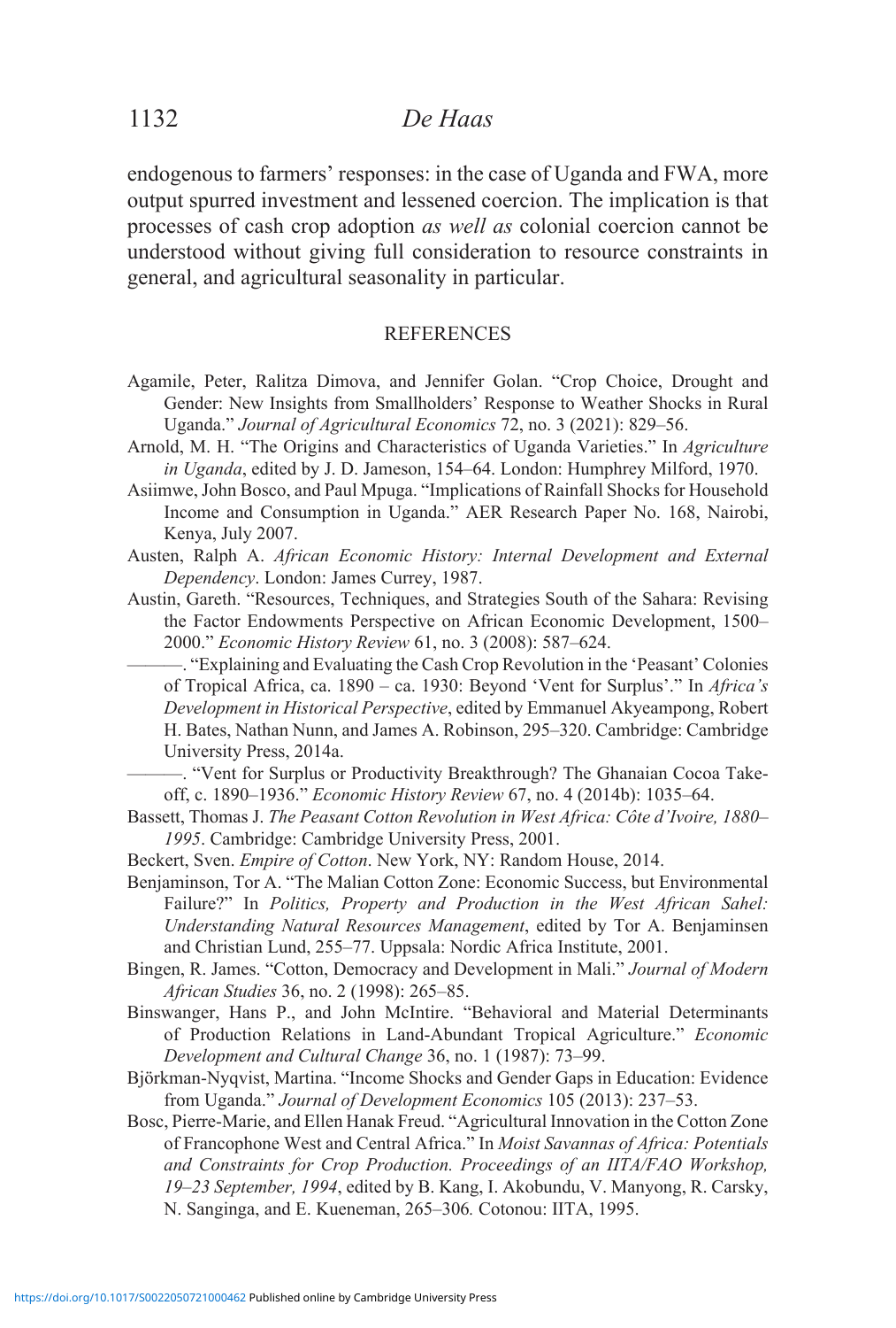endogenous to farmers' responses: in the case of Uganda and FWA, more output spurred investment and lessened coercion. The implication is that processes of cash crop adoption *as well as* colonial coercion cannot be understood without giving full consideration to resource constraints in general, and agricultural seasonality in particular.

## REFERENCES

Agamile, Peter, Ralitza Dimova, and Jennifer Golan. "Crop Choice, Drought and Gender: New Insights from Smallholders' Response to Weather Shocks in Rural Uganda." *Journal of Agricultural Economics* 72, no. 3 (2021): 829–56.

Arnold, M. H. "The Origins and Characteristics of Uganda Varieties." In *Agriculture in Uganda*, edited by J. D. Jameson, 154–64. London: Humphrey Milford, 1970.

Asiimwe, John Bosco, and Paul Mpuga. "Implications of Rainfall Shocks for Household Income and Consumption in Uganda." AER Research Paper No. 168, Nairobi, Kenya, July 2007.

Austen, Ralph A. *African Economic History: Internal Development and External Dependency*. London: James Currey, 1987.

Austin, Gareth. "Resources, Techniques, and Strategies South of the Sahara: Revising the Factor Endowments Perspective on African Economic Development, 1500–2000." *Economic History Review* 61, no. 3 (2008): 587–624.

———. "Explaining and Evaluating the Cash Crop Revolution in the 'Peasant' Colonies of Tropical Africa, ca. 1890 – ca. 1930: Beyond 'Vent for Surplus'." In *Africa's Development in Historical Perspective*, edited by Emmanuel Akyeampong, Robert H. Bates, Nathan Nunn, and James A. Robinson, 295–320. Cambridge: Cambridge University Press, 2014a.

———. "Vent for Surplus or Productivity Breakthrough? The Ghanaian Cocoa Take-off, c. 1890–1936." *Economic History Review* 67, no. 4 (2014b): 1035–64.

Bassett, Thomas J. *The Peasant Cotton Revolution in West Africa: Côte d'Ivoire, 1880–1995*. Cambridge: Cambridge University Press, 2001.

Beckert, Sven. *Empire of Cotton*. New York, NY: Random House, 2014.

Benjaminson, Tor A. "The Malian Cotton Zone: Economic Success, but Environmental Failure?" In *Politics, Property and Production in the West African Sahel: Understanding Natural Resources Management*, edited by Tor A. Benjaminsen and Christian Lund, 255–77. Uppsala: Nordic Africa Institute, 2001.

Bingen, R. James. "Cotton, Democracy and Development in Mali." *Journal of Modern African Studies* 36, no. 2 (1998): 265–85.

Binswanger, Hans P., and John McIntire. "Behavioral and Material Determinants of Production Relations in Land-Abundant Tropical Agriculture." *Economic Development and Cultural Change* 36, no. 1 (1987): 73–99.

Björkman-Nyqvist, Martina. "Income Shocks and Gender Gaps in Education: Evidence from Uganda." *Journal of Development Economics* 105 (2013): 237–53.

Bosc, Pierre-Marie, and Ellen Hanak Freud. "Agricultural Innovation in the Cotton Zone of Francophone West and Central Africa." In *Moist Savannas of Africa: Potentials and Constraints for Crop Production. Proceedings of an IITA/FAO Workshop, 19–23 September, 1994*, edited by B. Kang, I. Akobundu, V. Manyong, R. Carsky, N. Sanginga, and E. Kueneman, 265–306*.* Cotonou: IITA, 1995.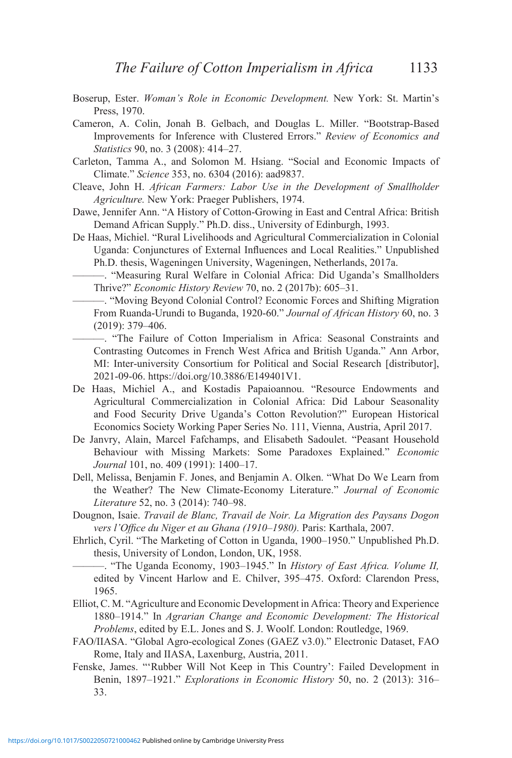Boserup, Ester. *Woman's Role in Economic Development.* New York: St. Martin's Press, 1970.

Cameron, A. Colin, Jonah B. Gelbach, and Douglas L. Miller. "Bootstrap-Based Improvements for Inference with Clustered Errors." *Review of Economics and Statistics* 90, no. 3 (2008): 414–27.

Carleton, Tamma A., and Solomon M. Hsiang. "Social and Economic Impacts of Climate." *Science* 353, no. 6304 (2016): aad9837.

Cleave, John H. *African Farmers: Labor Use in the Development of Smallholder Agriculture.* New York: Praeger Publishers, 1974.

Dawe, Jennifer Ann. "A History of Cotton-Growing in East and Central Africa: British Demand African Supply." Ph.D. diss., University of Edinburgh, 1993.

De Haas, Michiel. "Rural Livelihoods and Agricultural Commercialization in Colonial Uganda: Conjunctures of External Influences and Local Realities." Unpublished Ph.D. thesis, Wageningen University, Wageningen, Netherlands, 2017a.

———. "Measuring Rural Welfare in Colonial Africa: Did Uganda's Smallholders Thrive?" *Economic History Review* 70, no. 2 (2017b): 605–31.

———. "Moving Beyond Colonial Control? Economic Forces and Shifting Migration From Ruanda-Urundi to Buganda, 1920-60." *Journal of African History* 60, no. 3 (2019): 379–406.

———. "The Failure of Cotton Imperialism in Africa: Seasonal Constraints and Contrasting Outcomes in French West Africa and British Uganda." Ann Arbor, MI: Inter-university Consortium for Political and Social Research [distributor], 2021-09-06. https://doi.org/10.3886/E149401V1.

De Haas, Michiel A., and Kostadis Papaioannou. "Resource Endowments and Agricultural Commercialization in Colonial Africa: Did Labour Seasonality and Food Security Drive Uganda's Cotton Revolution?" European Historical Economics Society Working Paper Series No. 111, Vienna, Austria, April 2017.

De Janvry, Alain, Marcel Fafchamps, and Elisabeth Sadoulet. "Peasant Household Behaviour with Missing Markets: Some Paradoxes Explained." *Economic Journal* 101, no. 409 (1991): 1400–17.

Dell, Melissa, Benjamin F. Jones, and Benjamin A. Olken. "What Do We Learn from the Weather? The New Climate-Economy Literature." *Journal of Economic Literature* 52, no. 3 (2014): 740–98.

Dougnon, Isaie. *Travail de Blanc, Travail de Noir. La Migration des Paysans Dogon vers l'Office du Niger et au Ghana (1910–1980).* Paris: Karthala, 2007.

Ehrlich, Cyril. "The Marketing of Cotton in Uganda, 1900–1950." Unpublished Ph.D. thesis, University of London, London, UK, 1958.

———. "The Uganda Economy, 1903–1945." In *History of East Africa. Volume II,* edited by Vincent Harlow and E. Chilver, 395–475. Oxford: Clarendon Press, 1965.

Elliot, C. M. "Agriculture and Economic Development in Africa: Theory and Experience 1880–1914." In *Agrarian Change and Economic Development: The Historical Problems*, edited by E.L. Jones and S. J. Woolf. London: Routledge, 1969.

FAO/IIASA. "Global Agro-ecological Zones (GAEZ v3.0)." Electronic Dataset, FAO Rome, Italy and IIASA, Laxenburg, Austria, 2011.

Fenske, James. "'Rubber Will Not Keep in This Country': Failed Development in Benin, 1897–1921." *Explorations in Economic History* 50, no. 2 (2013): 316–33.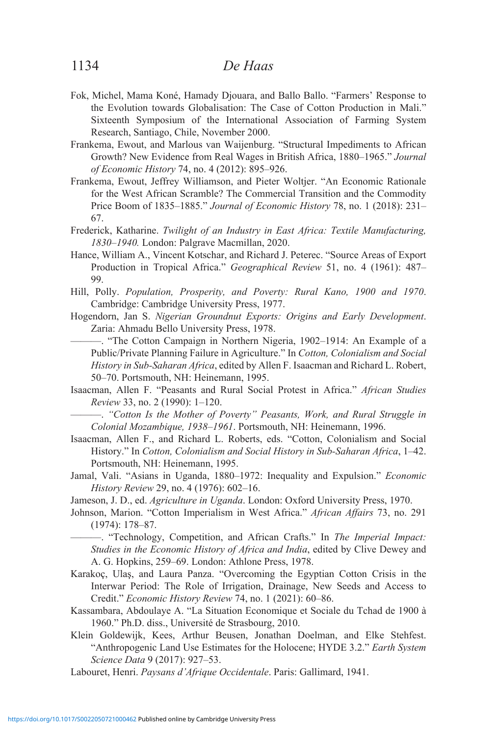Fok, Michel, Mama Koné, Hamady Djouara, and Ballo Ballo. "Farmers' Response to the Evolution towards Globalisation: The Case of Cotton Production in Mali." Sixteenth Symposium of the International Association of Farming System Research, Santiago, Chile, November 2000.

Frankema, Ewout, and Marlous van Waijenburg. "Structural Impediments to African Growth? New Evidence from Real Wages in British Africa, 1880–1965." *Journal of Economic History* 74, no. 4 (2012): 895–926.

Frankema, Ewout, Jeffrey Williamson, and Pieter Woltjer. "An Economic Rationale for the West African Scramble? The Commercial Transition and the Commodity Price Boom of 1835–1885." *Journal of Economic History* 78, no. 1 (2018): 231–67.

Frederick, Katharine. *Twilight of an Industry in East Africa: Textile Manufacturing, 1830–1940.* London: Palgrave Macmillan, 2020.

Hance, William A., Vincent Kotschar, and Richard J. Peterec. "Source Areas of Export Production in Tropical Africa." *Geographical Review* 51, no. 4 (1961): 487–99.

Hill, Polly. *Population, Prosperity, and Poverty: Rural Kano, 1900 and 1970*. Cambridge: Cambridge University Press, 1977.

Hogendorn, Jan S. *Nigerian Groundnut Exports: Origins and Early Development*. Zaria: Ahmadu Bello University Press, 1978.

———. "The Cotton Campaign in Northern Nigeria, 1902–1914: An Example of a Public/Private Planning Failure in Agriculture." In *Cotton, Colonialism and Social History in Sub-Saharan Africa*, edited by Allen F. Isaacman and Richard L. Robert, 50–70. Portsmouth, NH: Heinemann, 1995.

Isaacman, Allen F. "Peasants and Rural Social Protest in Africa." *African Studies Review* 33, no. 2 (1990): 1–120.

———. *"Cotton Is the Mother of Poverty" Peasants, Work, and Rural Struggle in Colonial Mozambique, 1938–1961*. Portsmouth, NH: Heinemann, 1996.

Isaacman, Allen F., and Richard L. Roberts, eds. "Cotton, Colonialism and Social History." In *Cotton, Colonialism and Social History in Sub-Saharan Africa*, 1–42. Portsmouth, NH: Heinemann, 1995.

Jamal, Vali. "Asians in Uganda, 1880–1972: Inequality and Expulsion." *Economic History Review* 29, no. 4 (1976): 602–16.

Jameson, J. D., ed. *Agriculture in Uganda*. London: Oxford University Press, 1970.

Johnson, Marion. "Cotton Imperialism in West Africa." *African Affairs* 73, no. 291 (1974): 178–87.

———. "Technology, Competition, and African Crafts." In *The Imperial Impact: Studies in the Economic History of Africa and India*, edited by Clive Dewey and A. G. Hopkins, 259–69. London: Athlone Press, 1978.

Karakoç, Ulaş, and Laura Panza. "Overcoming the Egyptian Cotton Crisis in the Interwar Period: The Role of Irrigation, Drainage, New Seeds and Access to Credit." *Economic History Review* 74, no. 1 (2021): 60–86.

Kassambara, Abdoulaye A. "La Situation Economique et Sociale du Tchad de 1900 à 1960." Ph.D. diss., Université de Strasbourg, 2010.

Klein Goldewijk, Kees, Arthur Beusen, Jonathan Doelman, and Elke Stehfest. "Anthropogenic Land Use Estimates for the Holocene; HYDE 3.2." *Earth System Science Data* 9 (2017): 927–53.

Labouret, Henri. *Paysans d'Afrique Occidentale*. Paris: Gallimard, 1941.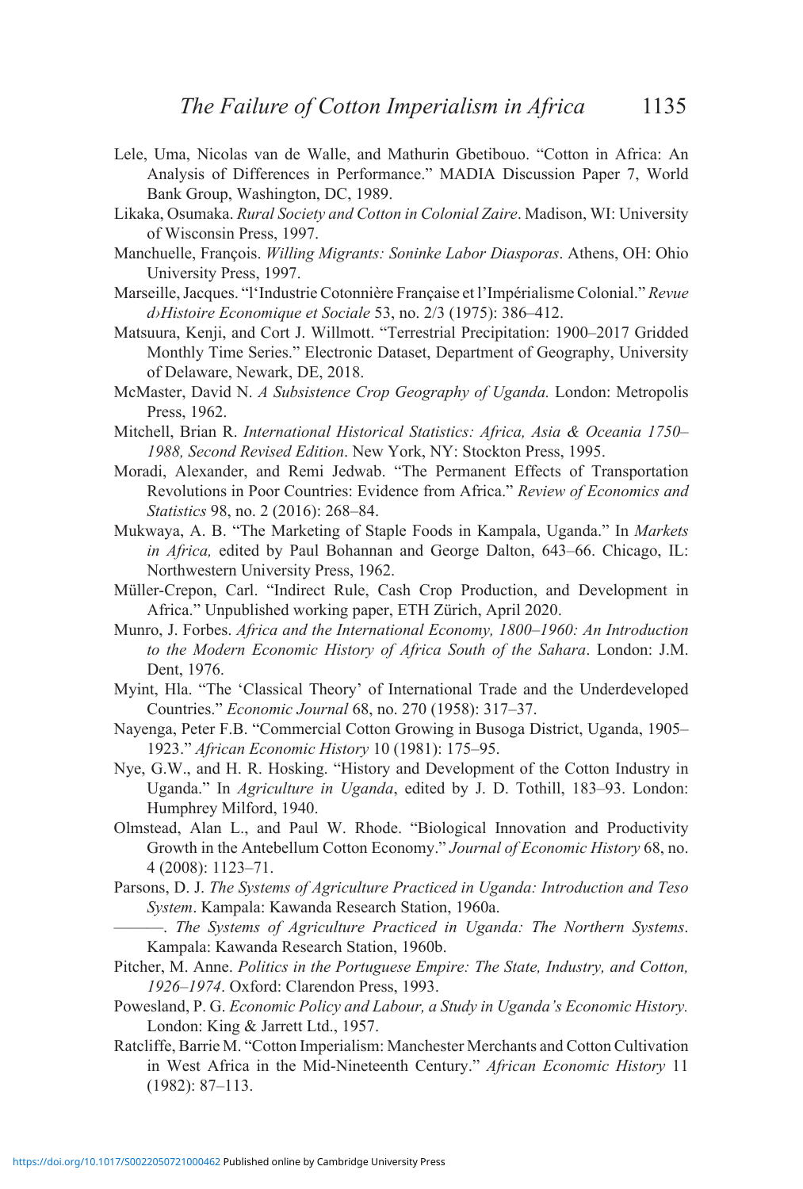Lele, Uma, Nicolas van de Walle, and Mathurin Gbetibouo. "Cotton in Africa: An Analysis of Differences in Performance." MADIA Discussion Paper 7, World Bank Group, Washington, DC, 1989.

Likaka, Osumaka. *Rural Society and Cotton in Colonial Zaire*. Madison, WI: University of Wisconsin Press, 1997.

Manchuelle, François. *Willing Migrants: Soninke Labor Diasporas*. Athens, OH: Ohio University Press, 1997.

Marseille, Jacques. "l'Industrie Cotonnière Française et l'Impérialisme Colonial." *Revue d›Histoire Economique et Sociale* 53, no. 2/3 (1975): 386–412.

Matsuura, Kenji, and Cort J. Willmott. "Terrestrial Precipitation: 1900–2017 Gridded Monthly Time Series." Electronic Dataset, Department of Geography, University of Delaware, Newark, DE, 2018.

McMaster, David N. *A Subsistence Crop Geography of Uganda.* London: Metropolis Press, 1962.

Mitchell, Brian R. *International Historical Statistics: Africa, Asia & Oceania 1750–1988, Second Revised Edition*. New York, NY: Stockton Press, 1995.

Moradi, Alexander, and Remi Jedwab. "The Permanent Effects of Transportation Revolutions in Poor Countries: Evidence from Africa." *Review of Economics and Statistics* 98, no. 2 (2016): 268–84.

Mukwaya, A. B. "The Marketing of Staple Foods in Kampala, Uganda." In *Markets in Africa,* edited by Paul Bohannan and George Dalton, 643–66. Chicago, IL: Northwestern University Press, 1962.

Müller-Crepon, Carl. "Indirect Rule, Cash Crop Production, and Development in Africa." Unpublished working paper, ETH Zürich, April 2020.

Munro, J. Forbes. *Africa and the International Economy, 1800–1960: An Introduction to the Modern Economic History of Africa South of the Sahara*. London: J.M. Dent, 1976.

Myint, Hla. "The 'Classical Theory' of International Trade and the Underdeveloped Countries." *Economic Journal* 68, no. 270 (1958): 317–37.

Nayenga, Peter F.B. "Commercial Cotton Growing in Busoga District, Uganda, 1905–1923." *African Economic History* 10 (1981): 175–95.

Nye, G.W., and H. R. Hosking. "History and Development of the Cotton Industry in Uganda." In *Agriculture in Uganda*, edited by J. D. Tothill, 183–93. London: Humphrey Milford, 1940.

Olmstead, Alan L., and Paul W. Rhode. "Biological Innovation and Productivity Growth in the Antebellum Cotton Economy." *Journal of Economic History* 68, no. 4 (2008): 1123–71.

Parsons, D. J. *The Systems of Agriculture Practiced in Uganda: Introduction and Teso System*. Kampala: Kawanda Research Station, 1960a.

———. *The Systems of Agriculture Practiced in Uganda: The Northern Systems*. Kampala: Kawanda Research Station, 1960b.

Pitcher, M. Anne. *Politics in the Portuguese Empire: The State, Industry, and Cotton, 1926–1974*. Oxford: Clarendon Press, 1993.

Powesland, P. G. *Economic Policy and Labour, a Study in Uganda's Economic History.* London: King & Jarrett Ltd., 1957.

Ratcliffe, Barrie M. "Cotton Imperialism: Manchester Merchants and Cotton Cultivation in West Africa in the Mid-Nineteenth Century." *African Economic History* 11 (1982): 87–113.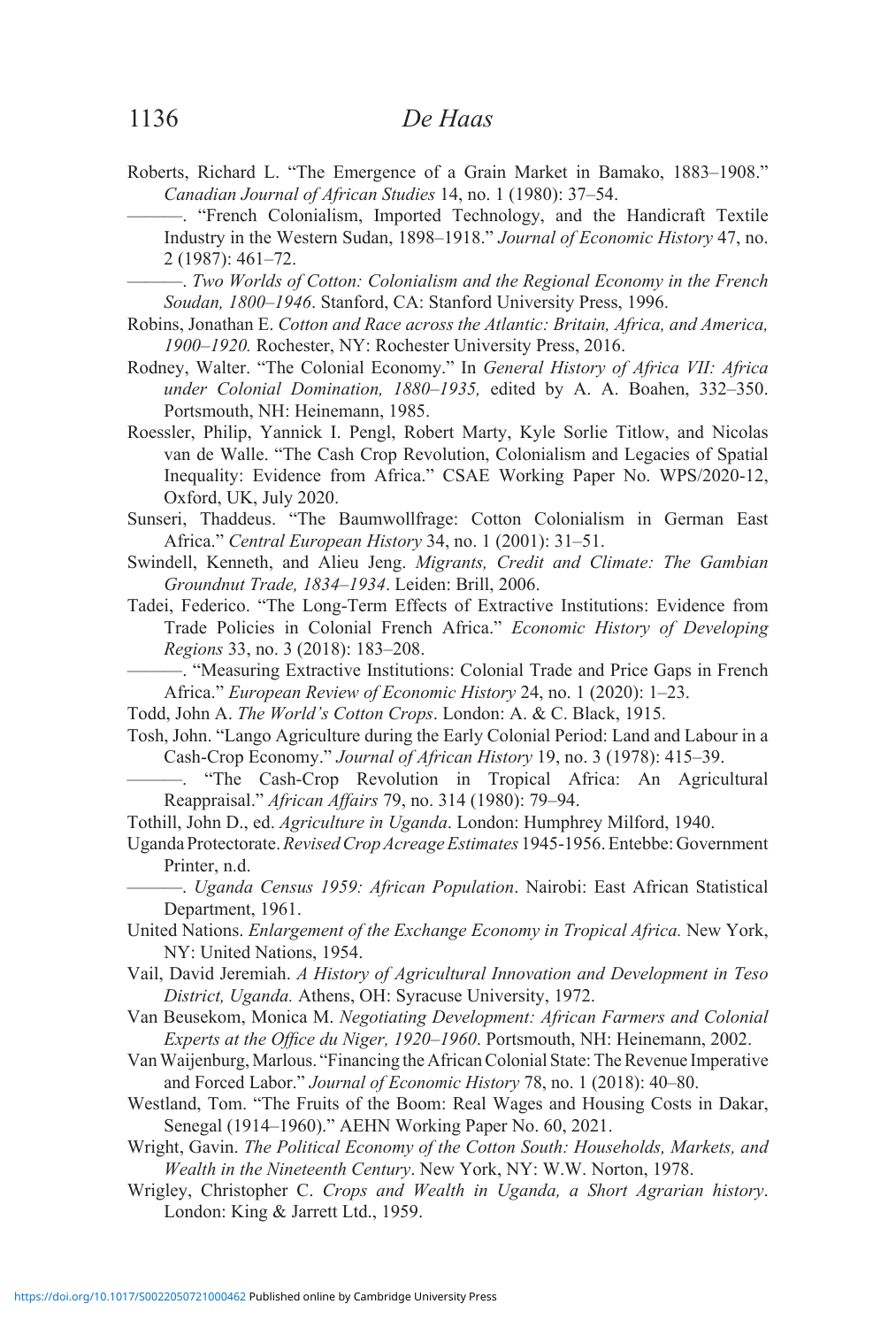Roberts, Richard L. "The Emergence of a Grain Market in Bamako, 1883–1908." *Canadian Journal of African Studies* 14, no. 1 (1980): 37–54.

———. "French Colonialism, Imported Technology, and the Handicraft Textile Industry in the Western Sudan, 1898–1918." *Journal of Economic History* 47, no. 2 (1987): 461–72.

———. *Two Worlds of Cotton: Colonialism and the Regional Economy in the French Soudan, 1800–1946*. Stanford, CA: Stanford University Press, 1996.

Robins, Jonathan E. *Cotton and Race across the Atlantic: Britain, Africa, and America, 1900–1920.* Rochester, NY: Rochester University Press, 2016.

Rodney, Walter. "The Colonial Economy." In *General History of Africa VII: Africa under Colonial Domination, 1880–1935,* edited by A. A. Boahen, 332–350. Portsmouth, NH: Heinemann, 1985.

Roessler, Philip, Yannick I. Pengl, Robert Marty, Kyle Sorlie Titlow, and Nicolas van de Walle. "The Cash Crop Revolution, Colonialism and Legacies of Spatial Inequality: Evidence from Africa." CSAE Working Paper No. WPS/2020-12, Oxford, UK, July 2020.

Sunseri, Thaddeus. "The Baumwollfrage: Cotton Colonialism in German East Africa." *Central European History* 34, no. 1 (2001): 31–51.

Swindell, Kenneth, and Alieu Jeng. *Migrants, Credit and Climate: The Gambian Groundnut Trade, 1834–1934*. Leiden: Brill, 2006.

Tadei, Federico. "The Long-Term Effects of Extractive Institutions: Evidence from Trade Policies in Colonial French Africa." *Economic History of Developing Regions* 33, no. 3 (2018): 183–208.

———. "Measuring Extractive Institutions: Colonial Trade and Price Gaps in French Africa." *European Review of Economic History* 24, no. 1 (2020): 1–23.

Todd, John A. *The World's Cotton Crops*. London: A. & C. Black, 1915.

Tosh, John. "Lango Agriculture during the Early Colonial Period: Land and Labour in a Cash-Crop Economy." *Journal of African History* 19, no. 3 (1978): 415–39.

———. "The Cash-Crop Revolution in Tropical Africa: An Agricultural Reappraisal." *African Affairs* 79, no. 314 (1980): 79–94.

Tothill, John D., ed. *Agriculture in Uganda*. London: Humphrey Milford, 1940.

Uganda Protectorate. *Revised Crop Acreage Estimates* 1945-1956. Entebbe: Government Printer, n.d.

———. *Uganda Census 1959: African Population*. Nairobi: East African Statistical Department, 1961.

United Nations. *Enlargement of the Exchange Economy in Tropical Africa.* New York, NY: United Nations, 1954.

Vail, David Jeremiah. *A History of Agricultural Innovation and Development in Teso District, Uganda.* Athens, OH: Syracuse University, 1972.

Van Beusekom, Monica M. *Negotiating Development: African Farmers and Colonial Experts at the Office du Niger, 1920–1960*. Portsmouth, NH: Heinemann, 2002.

Van Waijenburg, Marlous. "Financing the African Colonial State: The Revenue Imperative and Forced Labor." *Journal of Economic History* 78, no. 1 (2018): 40–80.

Westland, Tom. "The Fruits of the Boom: Real Wages and Housing Costs in Dakar, Senegal (1914–1960)." AEHN Working Paper No. 60, 2021.

Wright, Gavin. *The Political Economy of the Cotton South: Households, Markets, and Wealth in the Nineteenth Century*. New York, NY: W.W. Norton, 1978.

Wrigley, Christopher C. *Crops and Wealth in Uganda, a Short Agrarian history*. London: King & Jarrett Ltd., 1959.